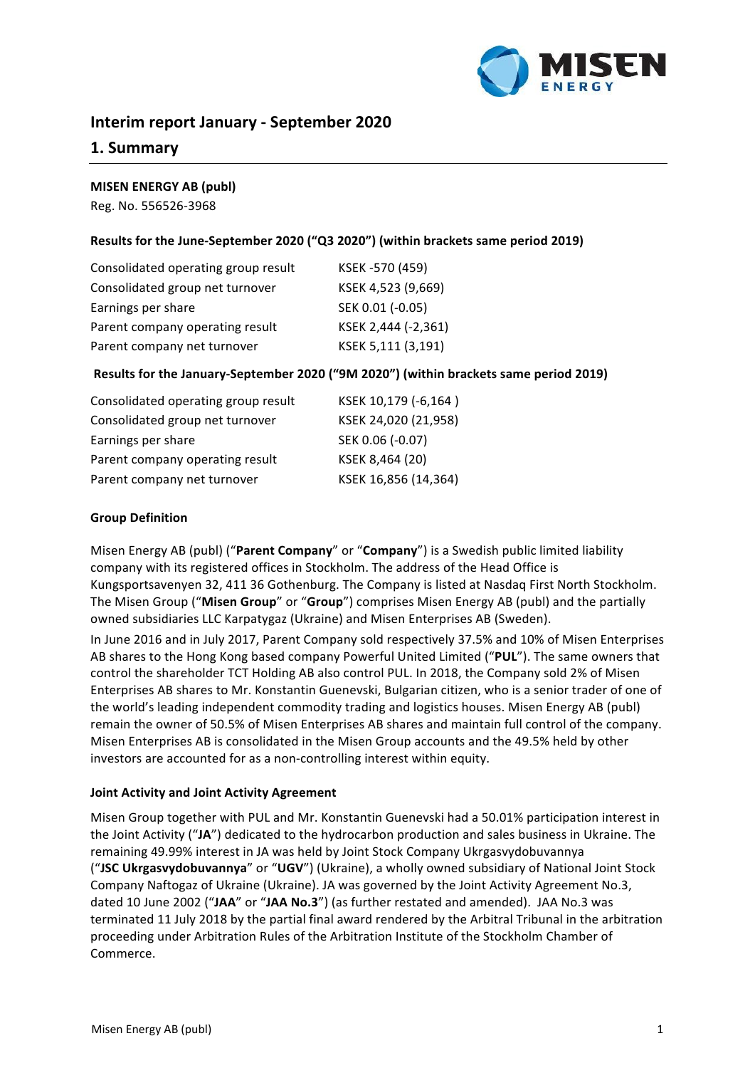# Interim report January - September 2020

## 1. Summary

**MISEN ENERGY AB (publ)**
Reg. No. 556526-3968

**Results for the June-September 2020 ("Q3 2020") (within brackets same period 2019)**

| | |
|---|---|
| Consolidated operating group result | KSEK -570 (459) |
| Consolidated group net turnover | KSEK 4,523 (9,669) |
| Earnings per share | SEK 0.01 (-0.05) |
| Parent company operating result | KSEK 2,444 (-2,361) |
| Parent company net turnover | KSEK 5,111 (3,191) |

**Results for the January-September 2020 ("9M 2020") (within brackets same period 2019)**

| | |
|---|---|
| Consolidated operating group result | KSEK 10,179 (-6,164 ) |
| Consolidated group net turnover | KSEK 24,020 (21,958) |
| Earnings per share | SEK 0.06 (-0.07) |
| Parent company operating result | KSEK 8,464 (20) |
| Parent company net turnover | KSEK 16,856 (14,364) |

**Group Definition**

Misen Energy AB (publ) ("**Parent Company**" or "**Company**") is a Swedish public limited liability company with its registered offices in Stockholm. The address of the Head Office is Kungsportsavenyen 32, 411 36 Gothenburg. The Company is listed at Nasdaq First North Stockholm. The Misen Group ("**Misen Group**" or "**Group**") comprises Misen Energy AB (publ) and the partially owned subsidiaries LLC Karpatygaz (Ukraine) and Misen Enterprises AB (Sweden).

In June 2016 and in July 2017, Parent Company sold respectively 37.5% and 10% of Misen Enterprises AB shares to the Hong Kong based company Powerful United Limited ("**PUL**"). The same owners that control the shareholder TCT Holding AB also control PUL. In 2018, the Company sold 2% of Misen Enterprises AB shares to Mr. Konstantin Guenevski, Bulgarian citizen, who is a senior trader of one of the world's leading independent commodity trading and logistics houses. Misen Energy AB (publ) remain the owner of 50.5% of Misen Enterprises AB shares and maintain full control of the company. Misen Enterprises AB is consolidated in the Misen Group accounts and the 49.5% held by other investors are accounted for as a non-controlling interest within equity.

**Joint Activity and Joint Activity Agreement**

Misen Group together with PUL and Mr. Konstantin Guenevski had a 50.01% participation interest in the Joint Activity ("**JA**") dedicated to the hydrocarbon production and sales business in Ukraine. The remaining 49.99% interest in JA was held by Joint Stock Company Ukrgasvydobuvannya ("**JSC Ukrgasvydobuvannya**" or "**UGV**") (Ukraine), a wholly owned subsidiary of National Joint Stock Company Naftogaz of Ukraine (Ukraine). JA was governed by the Joint Activity Agreement No.3, dated 10 June 2002 ("**JAA**" or "**JAA No.3**") (as further restated and amended). JAA No.3 was terminated 11 July 2018 by the partial final award rendered by the Arbitral Tribunal in the arbitration proceeding under Arbitration Rules of the Arbitration Institute of the Stockholm Chamber of Commerce.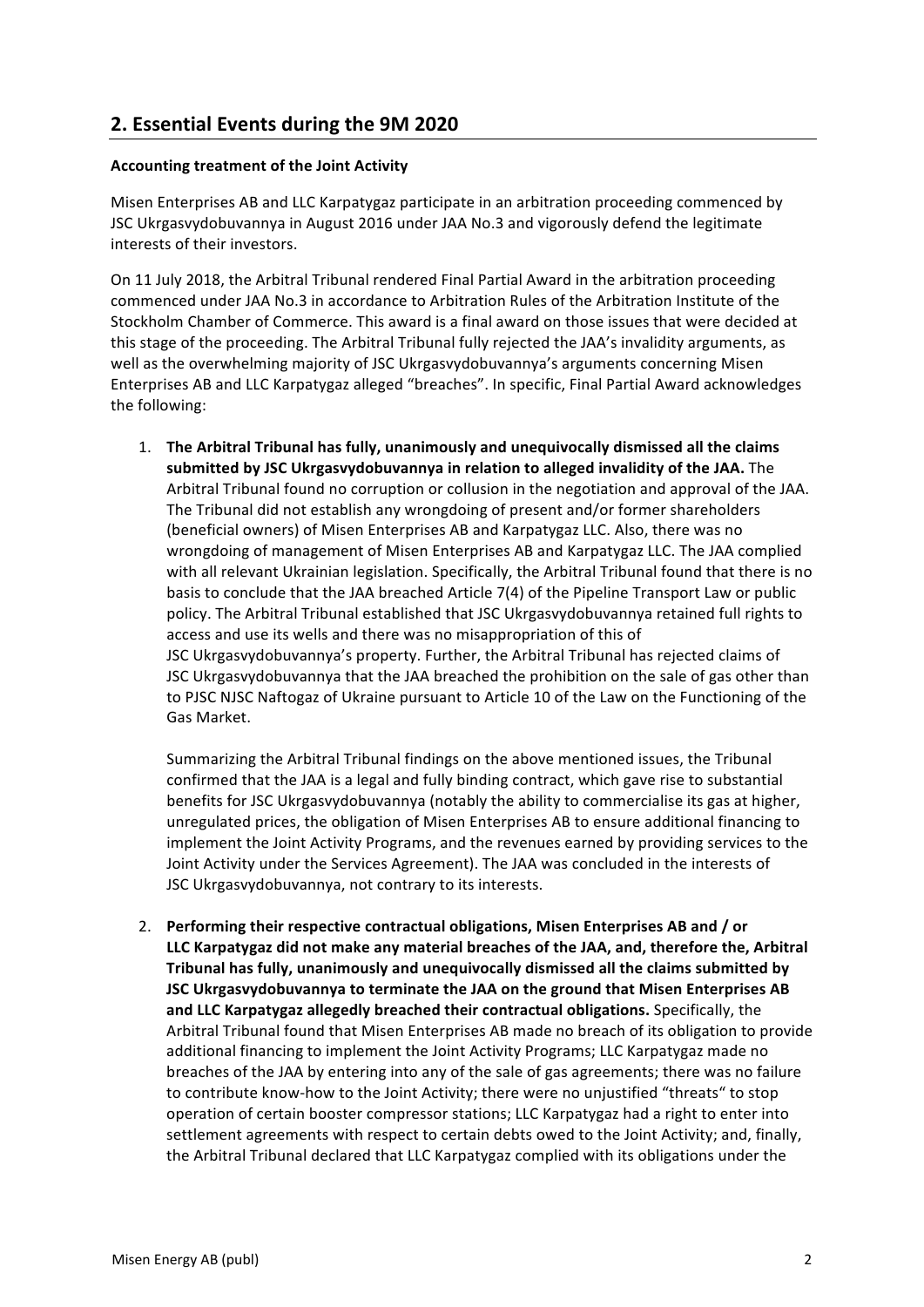## 2. Essential Events during the 9M 2020

**Accounting treatment of the Joint Activity**

Misen Enterprises AB and LLC Karpatygaz participate in an arbitration proceeding commenced by JSC Ukrgasvydobuvannya in August 2016 under JAA No.3 and vigorously defend the legitimate interests of their investors.

On 11 July 2018, the Arbitral Tribunal rendered Final Partial Award in the arbitration proceeding commenced under JAA No.3 in accordance to Arbitration Rules of the Arbitration Institute of the Stockholm Chamber of Commerce. This award is a final award on those issues that were decided at this stage of the proceeding. The Arbitral Tribunal fully rejected the JAA's invalidity arguments, as well as the overwhelming majority of JSC Ukrgasvydobuvannya's arguments concerning Misen Enterprises AB and LLC Karpatygaz alleged "breaches". In specific, Final Partial Award acknowledges the following:

1. **The Arbitral Tribunal has fully, unanimously and unequivocally dismissed all the claims submitted by JSC Ukrgasvydobuvannya in relation to alleged invalidity of the JAA.** The Arbitral Tribunal found no corruption or collusion in the negotiation and approval of the JAA. The Tribunal did not establish any wrongdoing of present and/or former shareholders (beneficial owners) of Misen Enterprises AB and Karpatygaz LLC. Also, there was no wrongdoing of management of Misen Enterprises AB and Karpatygaz LLC. The JAA complied with all relevant Ukrainian legislation. Specifically, the Arbitral Tribunal found that there is no basis to conclude that the JAA breached Article 7(4) of the Pipeline Transport Law or public policy. The Arbitral Tribunal established that JSC Ukrgasvydobuvannya retained full rights to access and use its wells and there was no misappropriation of this of JSC Ukrgasvydobuvannya's property. Further, the Arbitral Tribunal has rejected claims of JSC Ukrgasvydobuvannya that the JAA breached the prohibition on the sale of gas other than to PJSC NJSC Naftogaz of Ukraine pursuant to Article 10 of the Law on the Functioning of the Gas Market.

   Summarizing the Arbitral Tribunal findings on the above mentioned issues, the Tribunal confirmed that the JAA is a legal and fully binding contract, which gave rise to substantial benefits for JSC Ukrgasvydobuvannya (notably the ability to commercialise its gas at higher, unregulated prices, the obligation of Misen Enterprises AB to ensure additional financing to implement the Joint Activity Programs, and the revenues earned by providing services to the Joint Activity under the Services Agreement). The JAA was concluded in the interests of JSC Ukrgasvydobuvannya, not contrary to its interests.

2. **Performing their respective contractual obligations, Misen Enterprises AB and / or LLC Karpatygaz did not make any material breaches of the JAA, and, therefore the, Arbitral Tribunal has fully, unanimously and unequivocally dismissed all the claims submitted by JSC Ukrgasvydobuvannya to terminate the JAA on the ground that Misen Enterprises AB and LLC Karpatygaz allegedly breached their contractual obligations.** Specifically, the Arbitral Tribunal found that Misen Enterprises AB made no breach of its obligation to provide additional financing to implement the Joint Activity Programs; LLC Karpatygaz made no breaches of the JAA by entering into any of the sale of gas agreements; there was no failure to contribute know-how to the Joint Activity; there were no unjustified "threats" to stop operation of certain booster compressor stations; LLC Karpatygaz had a right to enter into settlement agreements with respect to certain debts owed to the Joint Activity; and, finally, the Arbitral Tribunal declared that LLC Karpatygaz complied with its obligations under the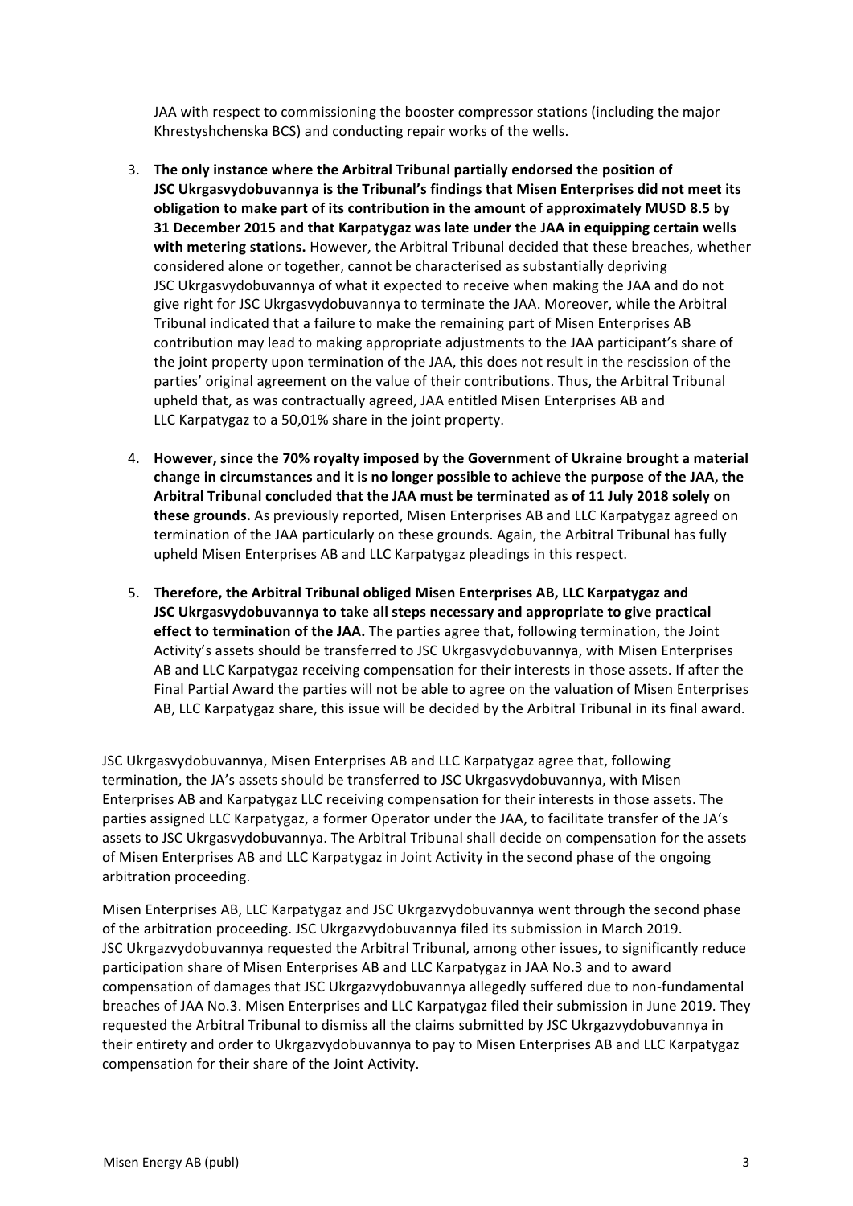JAA with respect to commissioning the booster compressor stations (including the major Khrestyshchenska BCS) and conducting repair works of the wells.

3. **The only instance where the Arbitral Tribunal partially endorsed the position of JSC Ukrgasvydobuvannya is the Tribunal's findings that Misen Enterprises did not meet its obligation to make part of its contribution in the amount of approximately MUSD 8.5 by 31 December 2015 and that Karpatygaz was late under the JAA in equipping certain wells with metering stations.** However, the Arbitral Tribunal decided that these breaches, whether considered alone or together, cannot be characterised as substantially depriving JSC Ukrgasvydobuvannya of what it expected to receive when making the JAA and do not give right for JSC Ukrgasvydobuvannya to terminate the JAA. Moreover, while the Arbitral Tribunal indicated that a failure to make the remaining part of Misen Enterprises AB contribution may lead to making appropriate adjustments to the JAA participant's share of the joint property upon termination of the JAA, this does not result in the rescission of the parties' original agreement on the value of their contributions. Thus, the Arbitral Tribunal upheld that, as was contractually agreed, JAA entitled Misen Enterprises AB and LLC Karpatygaz to a 50,01% share in the joint property.

4. **However, since the 70% royalty imposed by the Government of Ukraine brought a material change in circumstances and it is no longer possible to achieve the purpose of the JAA, the Arbitral Tribunal concluded that the JAA must be terminated as of 11 July 2018 solely on these grounds.** As previously reported, Misen Enterprises AB and LLC Karpatygaz agreed on termination of the JAA particularly on these grounds. Again, the Arbitral Tribunal has fully upheld Misen Enterprises AB and LLC Karpatygaz pleadings in this respect.

5. **Therefore, the Arbitral Tribunal obliged Misen Enterprises AB, LLC Karpatygaz and JSC Ukrgasvydobuvannya to take all steps necessary and appropriate to give practical effect to termination of the JAA.** The parties agree that, following termination, the Joint Activity's assets should be transferred to JSC Ukrgasvydobuvannya, with Misen Enterprises AB and LLC Karpatygaz receiving compensation for their interests in those assets. If after the Final Partial Award the parties will not be able to agree on the valuation of Misen Enterprises AB, LLC Karpatygaz share, this issue will be decided by the Arbitral Tribunal in its final award.

JSC Ukrgasvydobuvannya, Misen Enterprises AB and LLC Karpatygaz agree that, following termination, the JA's assets should be transferred to JSC Ukrgasvydobuvannya, with Misen Enterprises AB and Karpatygaz LLC receiving compensation for their interests in those assets. The parties assigned LLC Karpatygaz, a former Operator under the JAA, to facilitate transfer of the JA's assets to JSC Ukrgasvydobuvannya. The Arbitral Tribunal shall decide on compensation for the assets of Misen Enterprises AB and LLC Karpatygaz in Joint Activity in the second phase of the ongoing arbitration proceeding.

Misen Enterprises AB, LLC Karpatygaz and JSC Ukrgazvydobuvannya went through the second phase of the arbitration proceeding. JSC Ukrgazvydobuvannya filed its submission in March 2019. JSC Ukrgazvydobuvannya requested the Arbitral Tribunal, among other issues, to significantly reduce participation share of Misen Enterprises AB and LLC Karpatygaz in JAA No.3 and to award compensation of damages that JSC Ukrgazvydobuvannya allegedly suffered due to non-fundamental breaches of JAA No.3. Misen Enterprises and LLC Karpatygaz filed their submission in June 2019. They requested the Arbitral Tribunal to dismiss all the claims submitted by JSC Ukrgazvydobuvannya in their entirety and order to Ukrgazvydobuvannya to pay to Misen Enterprises AB and LLC Karpatygaz compensation for their share of the Joint Activity.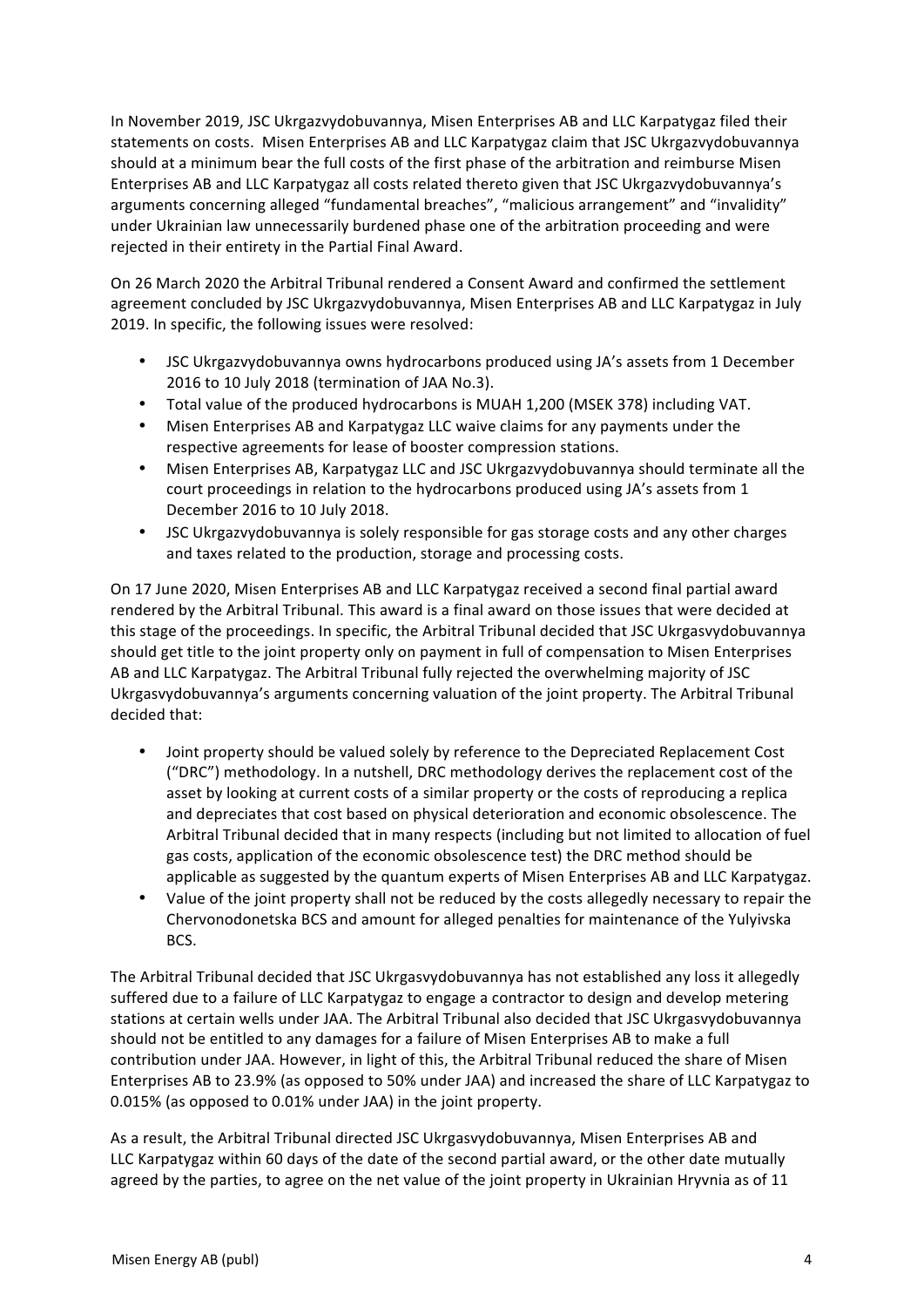In November 2019, JSC Ukrgazvydobuvannya, Misen Enterprises AB and LLC Karpatygaz filed their statements on costs. Misen Enterprises AB and LLC Karpatygaz claim that JSC Ukrgazvydobuvannya should at a minimum bear the full costs of the first phase of the arbitration and reimburse Misen Enterprises AB and LLC Karpatygaz all costs related thereto given that JSC Ukrgazvydobuvannya's arguments concerning alleged "fundamental breaches", "malicious arrangement" and "invalidity" under Ukrainian law unnecessarily burdened phase one of the arbitration proceeding and were rejected in their entirety in the Partial Final Award.

On 26 March 2020 the Arbitral Tribunal rendered a Consent Award and confirmed the settlement agreement concluded by JSC Ukrgazvydobuvannya, Misen Enterprises AB and LLC Karpatygaz in July 2019. In specific, the following issues were resolved:

- JSC Ukrgazvydobuvannya owns hydrocarbons produced using JA's assets from 1 December 2016 to 10 July 2018 (termination of JAA No.3).
- Total value of the produced hydrocarbons is MUAH 1,200 (MSEK 378) including VAT.
- Misen Enterprises AB and Karpatygaz LLC waive claims for any payments under the respective agreements for lease of booster compression stations.
- Misen Enterprises AB, Karpatygaz LLC and JSC Ukrgazvydobuvannya should terminate all the court proceedings in relation to the hydrocarbons produced using JA's assets from 1 December 2016 to 10 July 2018.
- JSC Ukrgazvydobuvannya is solely responsible for gas storage costs and any other charges and taxes related to the production, storage and processing costs.

On 17 June 2020, Misen Enterprises AB and LLC Karpatygaz received a second final partial award rendered by the Arbitral Tribunal. This award is a final award on those issues that were decided at this stage of the proceedings. In specific, the Arbitral Tribunal decided that JSC Ukrgasvydobuvannya should get title to the joint property only on payment in full of compensation to Misen Enterprises AB and LLC Karpatygaz. The Arbitral Tribunal fully rejected the overwhelming majority of JSC Ukrgasvydobuvannya's arguments concerning valuation of the joint property. The Arbitral Tribunal decided that:

- Joint property should be valued solely by reference to the Depreciated Replacement Cost ("DRC") methodology. In a nutshell, DRC methodology derives the replacement cost of the asset by looking at current costs of a similar property or the costs of reproducing a replica and depreciates that cost based on physical deterioration and economic obsolescence. The Arbitral Tribunal decided that in many respects (including but not limited to allocation of fuel gas costs, application of the economic obsolescence test) the DRC method should be applicable as suggested by the quantum experts of Misen Enterprises AB and LLC Karpatygaz.
- Value of the joint property shall not be reduced by the costs allegedly necessary to repair the Chervonodonetska BCS and amount for alleged penalties for maintenance of the Yulyivska BCS.

The Arbitral Tribunal decided that JSC Ukrgasvydobuvannya has not established any loss it allegedly suffered due to a failure of LLC Karpatygaz to engage a contractor to design and develop metering stations at certain wells under JAA. The Arbitral Tribunal also decided that JSC Ukrgasvydobuvannya should not be entitled to any damages for a failure of Misen Enterprises AB to make a full contribution under JAA. However, in light of this, the Arbitral Tribunal reduced the share of Misen Enterprises AB to 23.9% (as opposed to 50% under JAA) and increased the share of LLC Karpatygaz to 0.015% (as opposed to 0.01% under JAA) in the joint property.

As a result, the Arbitral Tribunal directed JSC Ukrgasvydobuvannya, Misen Enterprises AB and LLC Karpatygaz within 60 days of the date of the second partial award, or the other date mutually agreed by the parties, to agree on the net value of the joint property in Ukrainian Hryvnia as of 11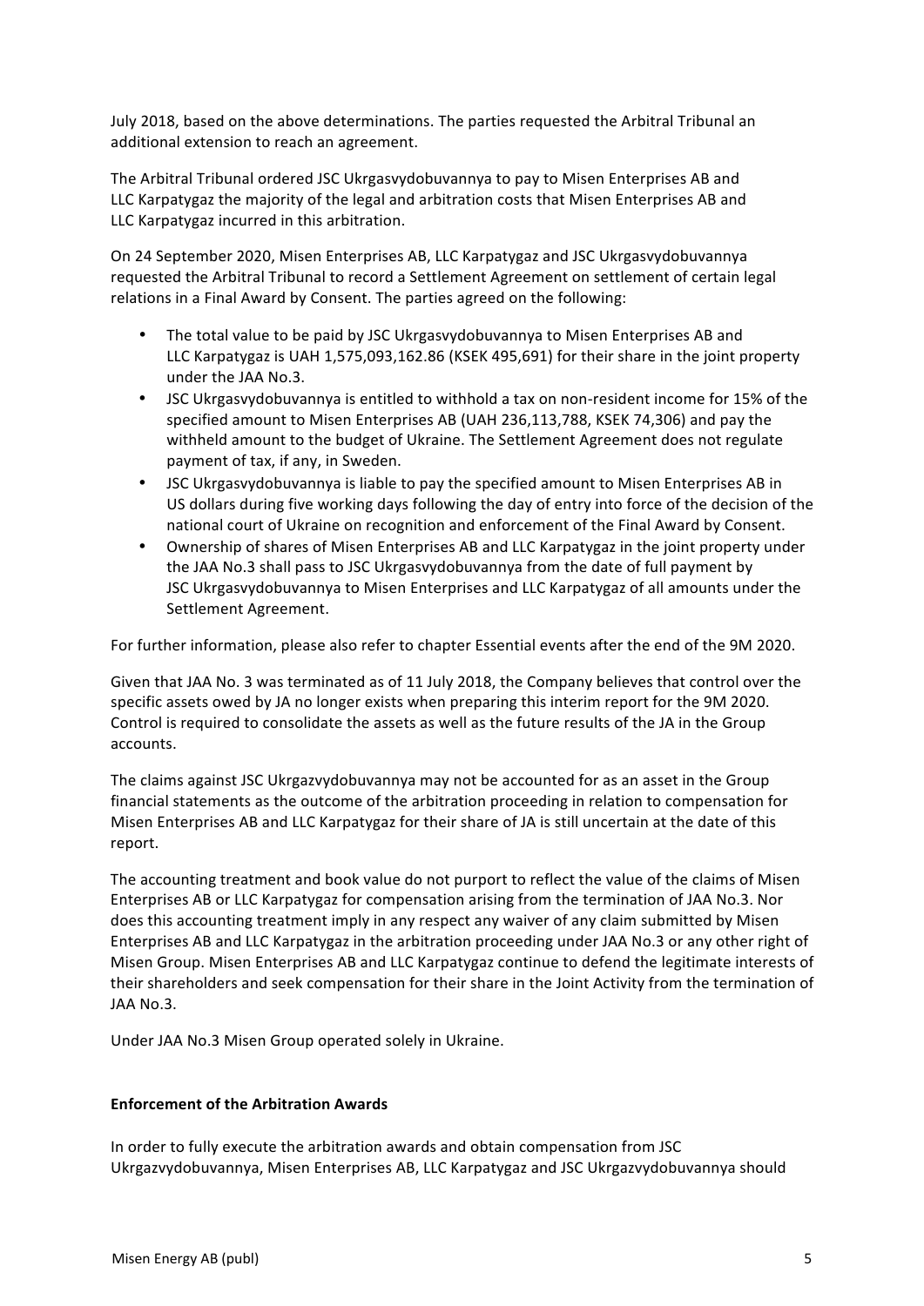July 2018, based on the above determinations. The parties requested the Arbitral Tribunal an additional extension to reach an agreement.

The Arbitral Tribunal ordered JSC Ukrgasvydobuvannya to pay to Misen Enterprises AB and LLC Karpatygaz the majority of the legal and arbitration costs that Misen Enterprises AB and LLC Karpatygaz incurred in this arbitration.

On 24 September 2020, Misen Enterprises AB, LLC Karpatygaz and JSC Ukrgasvydobuvannya requested the Arbitral Tribunal to record a Settlement Agreement on settlement of certain legal relations in a Final Award by Consent. The parties agreed on the following:

- The total value to be paid by JSC Ukrgasvydobuvannya to Misen Enterprises AB and LLC Karpatygaz is UAH 1,575,093,162.86 (KSEK 495,691) for their share in the joint property under the JAA No.3.
- JSC Ukrgasvydobuvannya is entitled to withhold a tax on non-resident income for 15% of the specified amount to Misen Enterprises AB (UAH 236,113,788, KSEK 74,306) and pay the withheld amount to the budget of Ukraine. The Settlement Agreement does not regulate payment of tax, if any, in Sweden.
- JSC Ukrgasvydobuvannya is liable to pay the specified amount to Misen Enterprises AB in US dollars during five working days following the day of entry into force of the decision of the national court of Ukraine on recognition and enforcement of the Final Award by Consent.
- Ownership of shares of Misen Enterprises AB and LLC Karpatygaz in the joint property under the JAA No.3 shall pass to JSC Ukrgasvydobuvannya from the date of full payment by JSC Ukrgasvydobuvannya to Misen Enterprises and LLC Karpatygaz of all amounts under the Settlement Agreement.

For further information, please also refer to chapter Essential events after the end of the 9M 2020.

Given that JAA No. 3 was terminated as of 11 July 2018, the Company believes that control over the specific assets owed by JA no longer exists when preparing this interim report for the 9M 2020. Control is required to consolidate the assets as well as the future results of the JA in the Group accounts.

The claims against JSC Ukrgazvydobuvannya may not be accounted for as an asset in the Group financial statements as the outcome of the arbitration proceeding in relation to compensation for Misen Enterprises AB and LLC Karpatygaz for their share of JA is still uncertain at the date of this report.

The accounting treatment and book value do not purport to reflect the value of the claims of Misen Enterprises AB or LLC Karpatygaz for compensation arising from the termination of JAA No.3. Nor does this accounting treatment imply in any respect any waiver of any claim submitted by Misen Enterprises AB and LLC Karpatygaz in the arbitration proceeding under JAA No.3 or any other right of Misen Group. Misen Enterprises AB and LLC Karpatygaz continue to defend the legitimate interests of their shareholders and seek compensation for their share in the Joint Activity from the termination of JAA No.3.

Under JAA No.3 Misen Group operated solely in Ukraine.

**Enforcement of the Arbitration Awards**

In order to fully execute the arbitration awards and obtain compensation from JSC Ukrgazvydobuvannya, Misen Enterprises AB, LLC Karpatygaz and JSC Ukrgazvydobuvannya should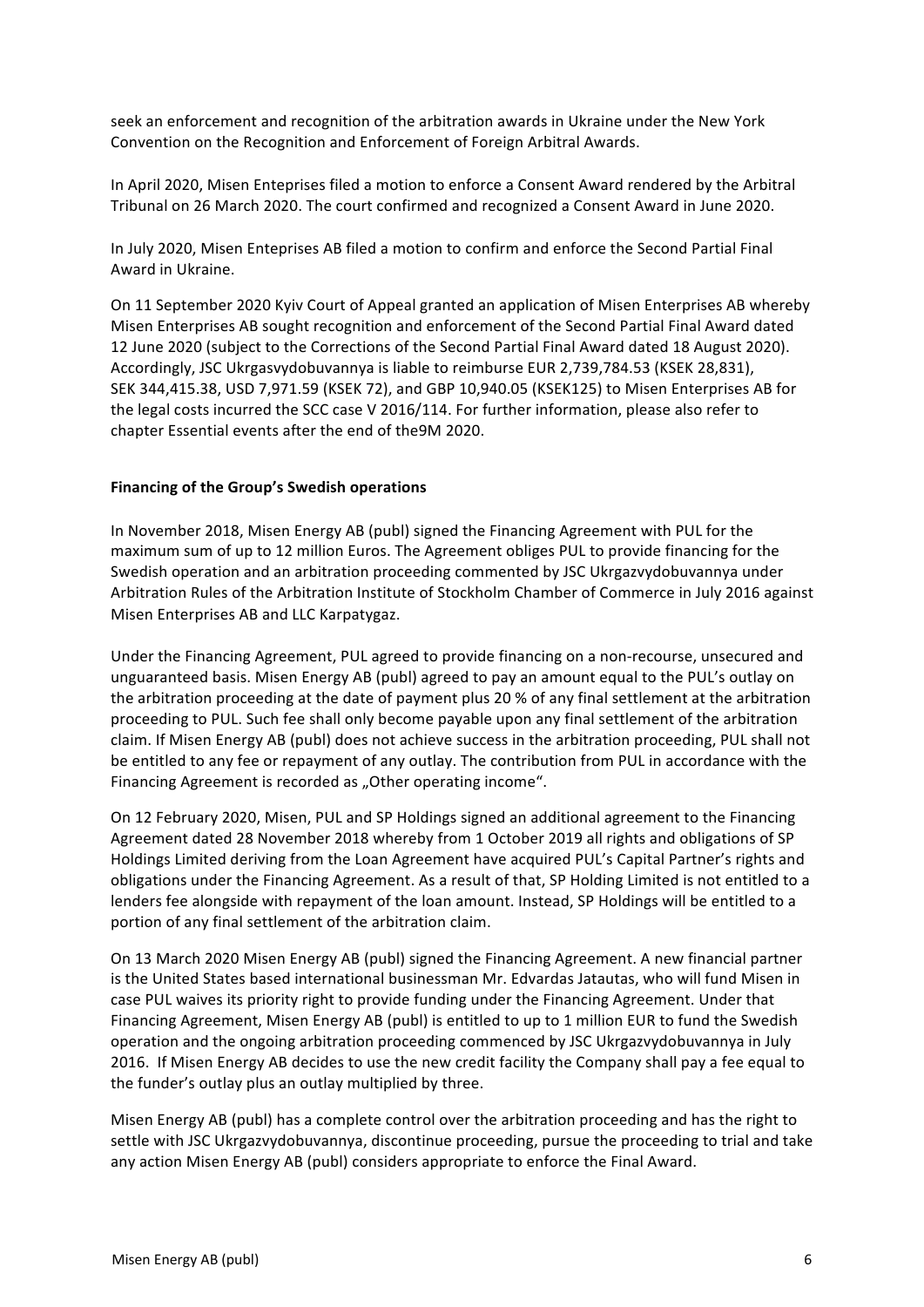seek an enforcement and recognition of the arbitration awards in Ukraine under the New York Convention on the Recognition and Enforcement of Foreign Arbitral Awards.

In April 2020, Misen Enteprises filed a motion to enforce a Consent Award rendered by the Arbitral Tribunal on 26 March 2020. The court confirmed and recognized a Consent Award in June 2020.

In July 2020, Misen Enteprises AB filed a motion to confirm and enforce the Second Partial Final Award in Ukraine.

On 11 September 2020 Kyiv Court of Appeal granted an application of Misen Enterprises AB whereby Misen Enterprises AB sought recognition and enforcement of the Second Partial Final Award dated 12 June 2020 (subject to the Corrections of the Second Partial Final Award dated 18 August 2020). Accordingly, JSC Ukrgasvydobuvannya is liable to reimburse EUR 2,739,784.53 (KSEK 28,831), SEK 344,415.38, USD 7,971.59 (KSEK 72), and GBP 10,940.05 (KSEK125) to Misen Enterprises AB for the legal costs incurred the SCC case V 2016/114. For further information, please also refer to chapter Essential events after the end of the9M 2020.

**Financing of the Group's Swedish operations**

In November 2018, Misen Energy AB (publ) signed the Financing Agreement with PUL for the maximum sum of up to 12 million Euros. The Agreement obliges PUL to provide financing for the Swedish operation and an arbitration proceeding commented by JSC Ukrgazvydobuvannya under Arbitration Rules of the Arbitration Institute of Stockholm Chamber of Commerce in July 2016 against Misen Enterprises AB and LLC Karpatygaz.

Under the Financing Agreement, PUL agreed to provide financing on a non-recourse, unsecured and unguaranteed basis. Misen Energy AB (publ) agreed to pay an amount equal to the PUL's outlay on the arbitration proceeding at the date of payment plus 20 % of any final settlement at the arbitration proceeding to PUL. Such fee shall only become payable upon any final settlement of the arbitration claim. If Misen Energy AB (publ) does not achieve success in the arbitration proceeding, PUL shall not be entitled to any fee or repayment of any outlay. The contribution from PUL in accordance with the Financing Agreement is recorded as „Other operating income".

On 12 February 2020, Misen, PUL and SP Holdings signed an additional agreement to the Financing Agreement dated 28 November 2018 whereby from 1 October 2019 all rights and obligations of SP Holdings Limited deriving from the Loan Agreement have acquired PUL's Capital Partner's rights and obligations under the Financing Agreement. As a result of that, SP Holding Limited is not entitled to a lenders fee alongside with repayment of the loan amount. Instead, SP Holdings will be entitled to a portion of any final settlement of the arbitration claim.

On 13 March 2020 Misen Energy AB (publ) signed the Financing Agreement. A new financial partner is the United States based international businessman Mr. Edvardas Jatautas, who will fund Misen in case PUL waives its priority right to provide funding under the Financing Agreement. Under that Financing Agreement, Misen Energy AB (publ) is entitled to up to 1 million EUR to fund the Swedish operation and the ongoing arbitration proceeding commenced by JSC Ukrgazvydobuvannya in July 2016. If Misen Energy AB decides to use the new credit facility the Company shall pay a fee equal to the funder's outlay plus an outlay multiplied by three.

Misen Energy AB (publ) has a complete control over the arbitration proceeding and has the right to settle with JSC Ukrgazvydobuvannya, discontinue proceeding, pursue the proceeding to trial and take any action Misen Energy AB (publ) considers appropriate to enforce the Final Award.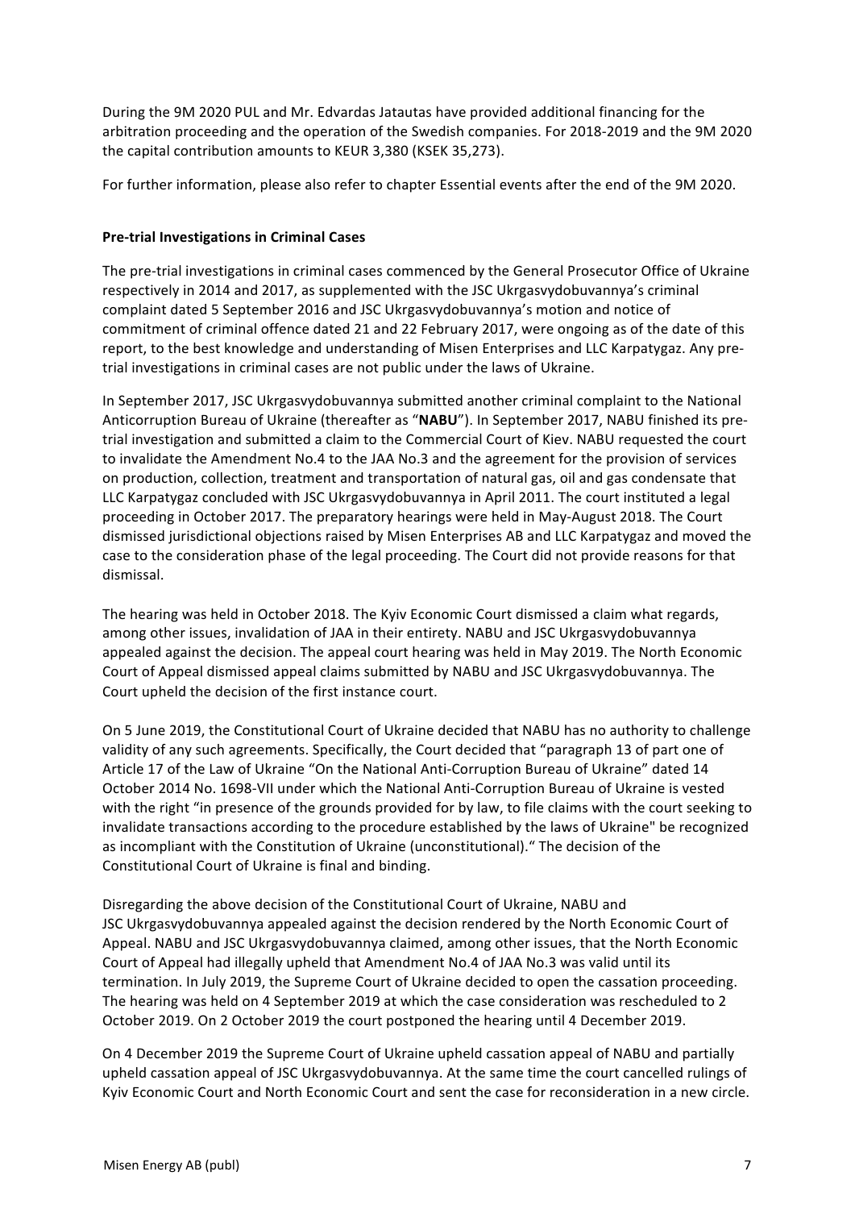During the 9M 2020 PUL and Mr. Edvardas Jatautas have provided additional financing for the arbitration proceeding and the operation of the Swedish companies. For 2018-2019 and the 9M 2020 the capital contribution amounts to KEUR 3,380 (KSEK 35,273).

For further information, please also refer to chapter Essential events after the end of the 9M 2020.

**Pre-trial Investigations in Criminal Cases**

The pre-trial investigations in criminal cases commenced by the General Prosecutor Office of Ukraine respectively in 2014 and 2017, as supplemented with the JSC Ukrgasvydobuvannya's criminal complaint dated 5 September 2016 and JSC Ukrgasvydobuvannya's motion and notice of commitment of criminal offence dated 21 and 22 February 2017, were ongoing as of the date of this report, to the best knowledge and understanding of Misen Enterprises and LLC Karpatygaz. Any pre-trial investigations in criminal cases are not public under the laws of Ukraine.

In September 2017, JSC Ukrgasvydobuvannya submitted another criminal complaint to the National Anticorruption Bureau of Ukraine (thereafter as "**NABU**"). In September 2017, NABU finished its pre-trial investigation and submitted a claim to the Commercial Court of Kiev. NABU requested the court to invalidate the Amendment No.4 to the JAA No.3 and the agreement for the provision of services on production, collection, treatment and transportation of natural gas, oil and gas condensate that LLC Karpatygaz concluded with JSC Ukrgasvydobuvannya in April 2011. The court instituted a legal proceeding in October 2017. The preparatory hearings were held in May-August 2018. The Court dismissed jurisdictional objections raised by Misen Enterprises AB and LLC Karpatygaz and moved the case to the consideration phase of the legal proceeding. The Court did not provide reasons for that dismissal.

The hearing was held in October 2018. The Kyiv Economic Court dismissed a claim what regards, among other issues, invalidation of JAA in their entirety. NABU and JSC Ukrgasvydobuvannya appealed against the decision. The appeal court hearing was held in May 2019. The North Economic Court of Appeal dismissed appeal claims submitted by NABU and JSC Ukrgasvydobuvannya. The Court upheld the decision of the first instance court.

On 5 June 2019, the Constitutional Court of Ukraine decided that NABU has no authority to challenge validity of any such agreements. Specifically, the Court decided that "paragraph 13 of part one of Article 17 of the Law of Ukraine "On the National Anti-Corruption Bureau of Ukraine" dated 14 October 2014 No. 1698-VII under which the National Anti-Corruption Bureau of Ukraine is vested with the right "in presence of the grounds provided for by law, to file claims with the court seeking to invalidate transactions according to the procedure established by the laws of Ukraine" be recognized as incompliant with the Constitution of Ukraine (unconstitutional)." The decision of the Constitutional Court of Ukraine is final and binding.

Disregarding the above decision of the Constitutional Court of Ukraine, NABU and JSC Ukrgasvydobuvannya appealed against the decision rendered by the North Economic Court of Appeal. NABU and JSC Ukrgasvydobuvannya claimed, among other issues, that the North Economic Court of Appeal had illegally upheld that Amendment No.4 of JAA No.3 was valid until its termination. In July 2019, the Supreme Court of Ukraine decided to open the cassation proceeding. The hearing was held on 4 September 2019 at which the case consideration was rescheduled to 2 October 2019. On 2 October 2019 the court postponed the hearing until 4 December 2019.

On 4 December 2019 the Supreme Court of Ukraine upheld cassation appeal of NABU and partially upheld cassation appeal of JSC Ukrgasvydobuvannya. At the same time the court cancelled rulings of Kyiv Economic Court and North Economic Court and sent the case for reconsideration in a new circle.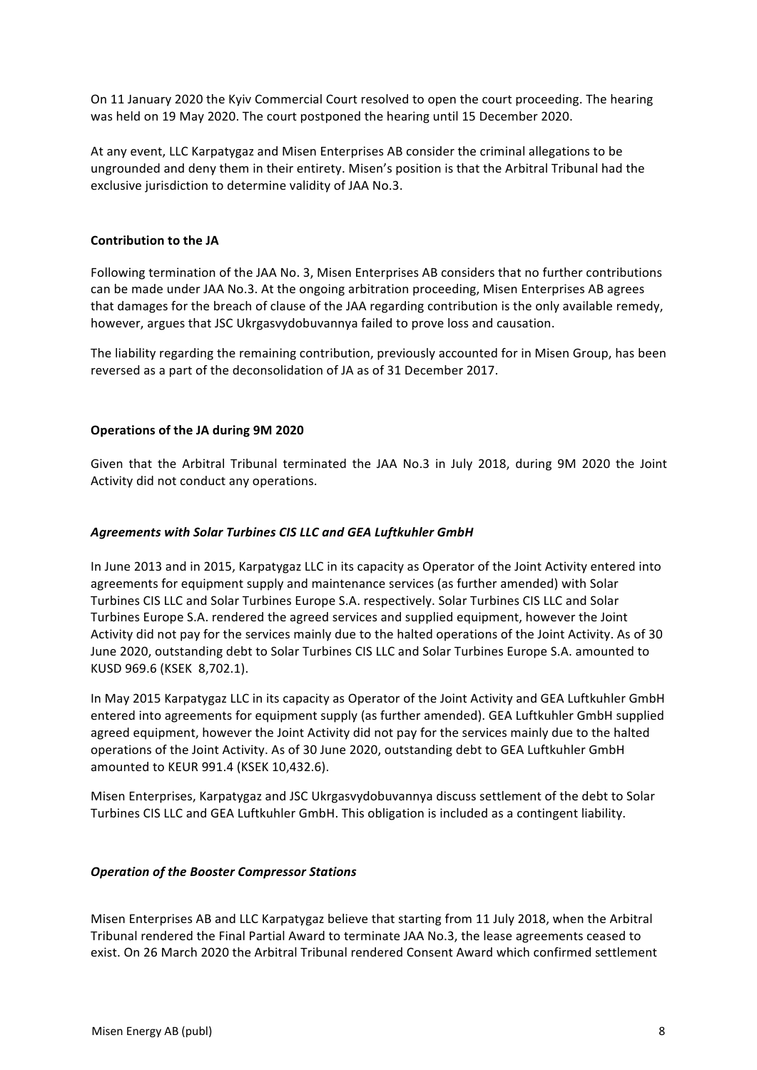On 11 January 2020 the Kyiv Commercial Court resolved to open the court proceeding. The hearing was held on 19 May 2020. The court postponed the hearing until 15 December 2020.

At any event, LLC Karpatygaz and Misen Enterprises AB consider the criminal allegations to be ungrounded and deny them in their entirety. Misen's position is that the Arbitral Tribunal had the exclusive jurisdiction to determine validity of JAA No.3.

**Contribution to the JA**

Following termination of the JAA No. 3, Misen Enterprises AB considers that no further contributions can be made under JAA No.3. At the ongoing arbitration proceeding, Misen Enterprises AB agrees that damages for the breach of clause of the JAA regarding contribution is the only available remedy, however, argues that JSC Ukrgasvydobuvannya failed to prove loss and causation.

The liability regarding the remaining contribution, previously accounted for in Misen Group, has been reversed as a part of the deconsolidation of JA as of 31 December 2017.

**Operations of the JA during 9M 2020**

Given that the Arbitral Tribunal terminated the JAA No.3 in July 2018, during 9M 2020 the Joint Activity did not conduct any operations.

***Agreements with Solar Turbines CIS LLC and GEA Luftkuhler GmbH***

In June 2013 and in 2015, Karpatygaz LLC in its capacity as Operator of the Joint Activity entered into agreements for equipment supply and maintenance services (as further amended) with Solar Turbines CIS LLC and Solar Turbines Europe S.A. respectively. Solar Turbines CIS LLC and Solar Turbines Europe S.A. rendered the agreed services and supplied equipment, however the Joint Activity did not pay for the services mainly due to the halted operations of the Joint Activity. As of 30 June 2020, outstanding debt to Solar Turbines CIS LLC and Solar Turbines Europe S.A. amounted to KUSD 969.6 (KSEK 8,702.1).

In May 2015 Karpatygaz LLC in its capacity as Operator of the Joint Activity and GEA Luftkuhler GmbH entered into agreements for equipment supply (as further amended). GEA Luftkuhler GmbH supplied agreed equipment, however the Joint Activity did not pay for the services mainly due to the halted operations of the Joint Activity. As of 30 June 2020, outstanding debt to GEA Luftkuhler GmbH amounted to KEUR 991.4 (KSEK 10,432.6).

Misen Enterprises, Karpatygaz and JSC Ukrgasvydobuvannya discuss settlement of the debt to Solar Turbines CIS LLC and GEA Luftkuhler GmbH. This obligation is included as a contingent liability.

***Operation of the Booster Compressor Stations***

Misen Enterprises AB and LLC Karpatygaz believe that starting from 11 July 2018, when the Arbitral Tribunal rendered the Final Partial Award to terminate JAA No.3, the lease agreements ceased to exist. On 26 March 2020 the Arbitral Tribunal rendered Consent Award which confirmed settlement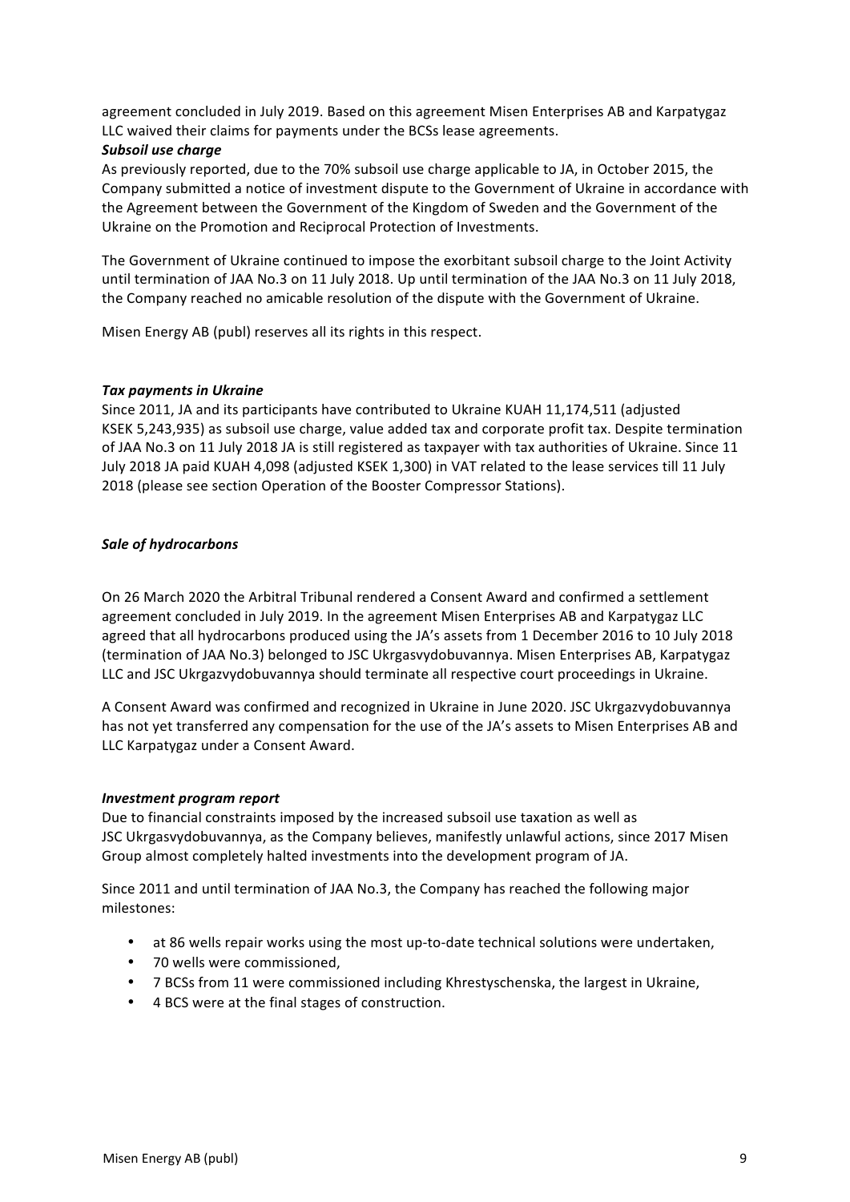agreement concluded in July 2019. Based on this agreement Misen Enterprises AB and Karpatygaz LLC waived their claims for payments under the BCSs lease agreements.

***Subsoil use charge***

As previously reported, due to the 70% subsoil use charge applicable to JA, in October 2015, the Company submitted a notice of investment dispute to the Government of Ukraine in accordance with the Agreement between the Government of the Kingdom of Sweden and the Government of the Ukraine on the Promotion and Reciprocal Protection of Investments.

The Government of Ukraine continued to impose the exorbitant subsoil charge to the Joint Activity until termination of JAA No.3 on 11 July 2018. Up until termination of the JAA No.3 on 11 July 2018, the Company reached no amicable resolution of the dispute with the Government of Ukraine.

Misen Energy AB (publ) reserves all its rights in this respect.

***Tax payments in Ukraine***

Since 2011, JA and its participants have contributed to Ukraine KUAH 11,174,511 (adjusted KSEK 5,243,935) as subsoil use charge, value added tax and corporate profit tax. Despite termination of JAA No.3 on 11 July 2018 JA is still registered as taxpayer with tax authorities of Ukraine. Since 11 July 2018 JA paid KUAH 4,098 (adjusted KSEK 1,300) in VAT related to the lease services till 11 July 2018 (please see section Operation of the Booster Compressor Stations).

***Sale of hydrocarbons***

On 26 March 2020 the Arbitral Tribunal rendered a Consent Award and confirmed a settlement agreement concluded in July 2019. In the agreement Misen Enterprises AB and Karpatygaz LLC agreed that all hydrocarbons produced using the JA's assets from 1 December 2016 to 10 July 2018 (termination of JAA No.3) belonged to JSC Ukrgasvydobuvannya. Misen Enterprises AB, Karpatygaz LLC and JSC Ukrgazvydobuvannya should terminate all respective court proceedings in Ukraine.

A Consent Award was confirmed and recognized in Ukraine in June 2020. JSC Ukrgazvydobuvannya has not yet transferred any compensation for the use of the JA's assets to Misen Enterprises AB and LLC Karpatygaz under a Consent Award.

***Investment program report***

Due to financial constraints imposed by the increased subsoil use taxation as well as JSC Ukrgasvydobuvannya, as the Company believes, manifestly unlawful actions, since 2017 Misen Group almost completely halted investments into the development program of JA.

Since 2011 and until termination of JAA No.3, the Company has reached the following major milestones:

- at 86 wells repair works using the most up-to-date technical solutions were undertaken,
- 70 wells were commissioned,
- 7 BCSs from 11 were commissioned including Khrestyschenska, the largest in Ukraine,
- 4 BCS were at the final stages of construction.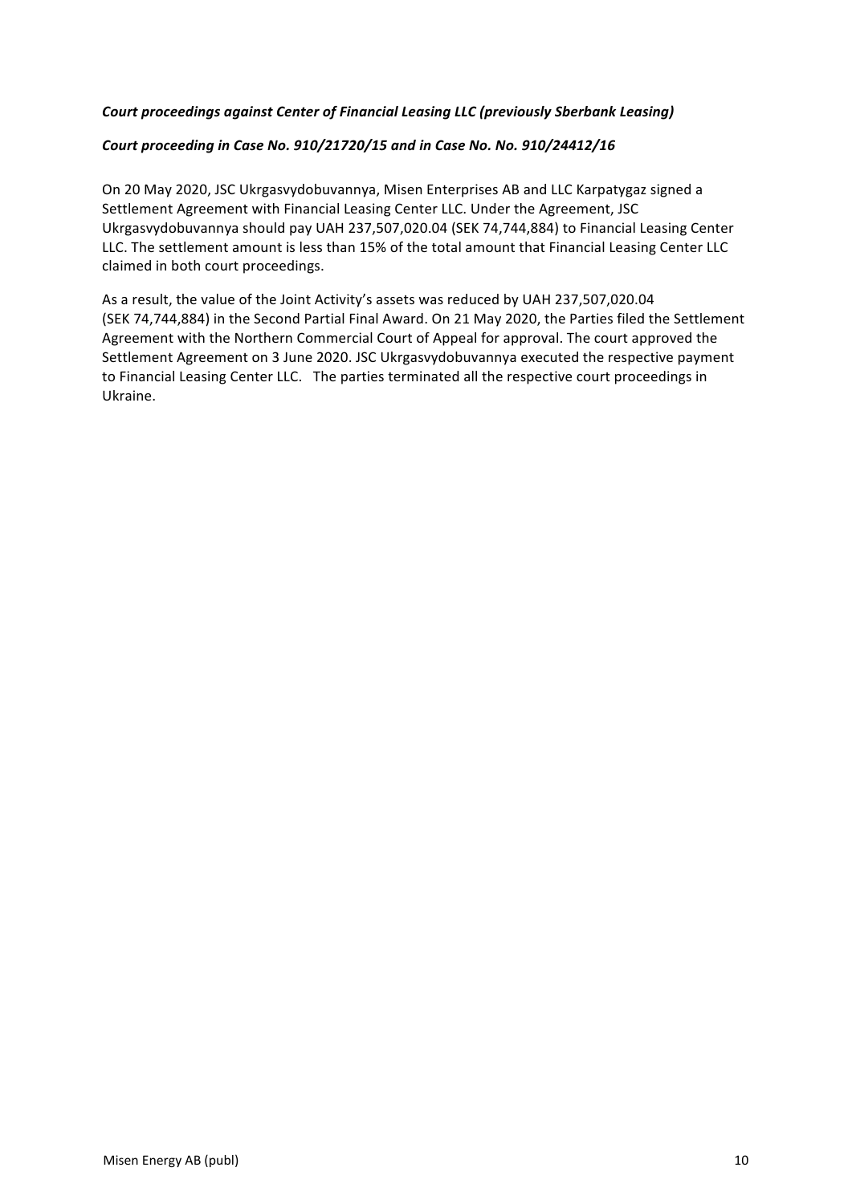***Court proceedings against Center of Financial Leasing LLC (previously Sberbank Leasing)***

***Court proceeding in Case No. 910/21720/15 and in Case No. No. 910/24412/16***

On 20 May 2020, JSC Ukrgasvydobuvannya, Misen Enterprises AB and LLC Karpatygaz signed a Settlement Agreement with Financial Leasing Center LLC. Under the Agreement, JSC Ukrgasvydobuvannya should pay UAH 237,507,020.04 (SEK 74,744,884) to Financial Leasing Center LLC. The settlement amount is less than 15% of the total amount that Financial Leasing Center LLC claimed in both court proceedings.

As a result, the value of the Joint Activity's assets was reduced by UAH 237,507,020.04 (SEK 74,744,884) in the Second Partial Final Award. On 21 May 2020, the Parties filed the Settlement Agreement with the Northern Commercial Court of Appeal for approval. The court approved the Settlement Agreement on 3 June 2020. JSC Ukrgasvydobuvannya executed the respective payment to Financial Leasing Center LLC. The parties terminated all the respective court proceedings in Ukraine.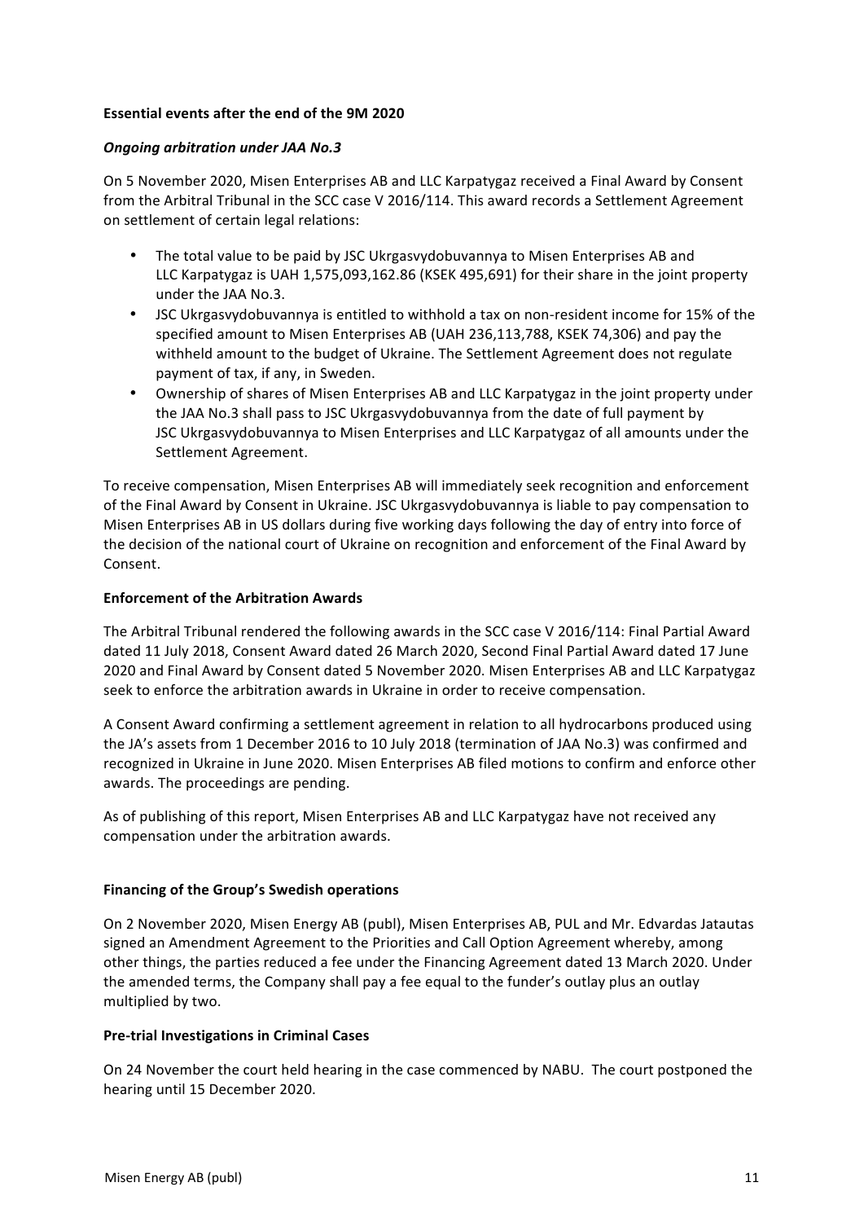**Essential events after the end of the 9M 2020**

***Ongoing arbitration under JAA No.3***

On 5 November 2020, Misen Enterprises AB and LLC Karpatygaz received a Final Award by Consent from the Arbitral Tribunal in the SCC case V 2016/114. This award records a Settlement Agreement on settlement of certain legal relations:

- The total value to be paid by JSC Ukrgasvydobuvannya to Misen Enterprises AB and LLC Karpatygaz is UAH 1,575,093,162.86 (KSEK 495,691) for their share in the joint property under the JAA No.3.
- JSC Ukrgasvydobuvannya is entitled to withhold a tax on non-resident income for 15% of the specified amount to Misen Enterprises AB (UAH 236,113,788, KSEK 74,306) and pay the withheld amount to the budget of Ukraine. The Settlement Agreement does not regulate payment of tax, if any, in Sweden.
- Ownership of shares of Misen Enterprises AB and LLC Karpatygaz in the joint property under the JAA No.3 shall pass to JSC Ukrgasvydobuvannya from the date of full payment by JSC Ukrgasvydobuvannya to Misen Enterprises and LLC Karpatygaz of all amounts under the Settlement Agreement.

To receive compensation, Misen Enterprises AB will immediately seek recognition and enforcement of the Final Award by Consent in Ukraine. JSC Ukrgasvydobuvannya is liable to pay compensation to Misen Enterprises AB in US dollars during five working days following the day of entry into force of the decision of the national court of Ukraine on recognition and enforcement of the Final Award by Consent.

**Enforcement of the Arbitration Awards**

The Arbitral Tribunal rendered the following awards in the SCC case V 2016/114: Final Partial Award dated 11 July 2018, Consent Award dated 26 March 2020, Second Final Partial Award dated 17 June 2020 and Final Award by Consent dated 5 November 2020. Misen Enterprises AB and LLC Karpatygaz seek to enforce the arbitration awards in Ukraine in order to receive compensation.

A Consent Award confirming a settlement agreement in relation to all hydrocarbons produced using the JA's assets from 1 December 2016 to 10 July 2018 (termination of JAA No.3) was confirmed and recognized in Ukraine in June 2020. Misen Enterprises AB filed motions to confirm and enforce other awards. The proceedings are pending.

As of publishing of this report, Misen Enterprises AB and LLC Karpatygaz have not received any compensation under the arbitration awards.

**Financing of the Group's Swedish operations**

On 2 November 2020, Misen Energy AB (publ), Misen Enterprises AB, PUL and Mr. Edvardas Jatautas signed an Amendment Agreement to the Priorities and Call Option Agreement whereby, among other things, the parties reduced a fee under the Financing Agreement dated 13 March 2020. Under the amended terms, the Company shall pay a fee equal to the funder's outlay plus an outlay multiplied by two.

**Pre-trial Investigations in Criminal Cases**

On 24 November the court held hearing in the case commenced by NABU. The court postponed the hearing until 15 December 2020.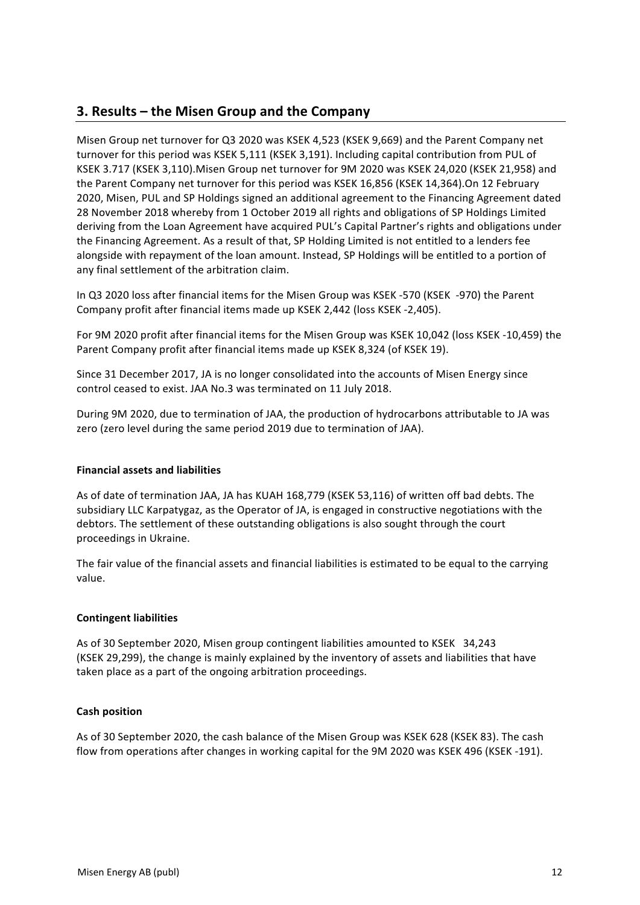## 3. Results – the Misen Group and the Company

Misen Group net turnover for Q3 2020 was KSEK 4,523 (KSEK 9,669) and the Parent Company net turnover for this period was KSEK 5,111 (KSEK 3,191). Including capital contribution from PUL of KSEK 3.717 (KSEK 3,110).Misen Group net turnover for 9M 2020 was KSEK 24,020 (KSEK 21,958) and the Parent Company net turnover for this period was KSEK 16,856 (KSEK 14,364).On 12 February 2020, Misen, PUL and SP Holdings signed an additional agreement to the Financing Agreement dated 28 November 2018 whereby from 1 October 2019 all rights and obligations of SP Holdings Limited deriving from the Loan Agreement have acquired PUL's Capital Partner's rights and obligations under the Financing Agreement. As a result of that, SP Holding Limited is not entitled to a lenders fee alongside with repayment of the loan amount. Instead, SP Holdings will be entitled to a portion of any final settlement of the arbitration claim.

In Q3 2020 loss after financial items for the Misen Group was KSEK -570 (KSEK -970) the Parent Company profit after financial items made up KSEK 2,442 (loss KSEK -2,405).

For 9M 2020 profit after financial items for the Misen Group was KSEK 10,042 (loss KSEK -10,459) the Parent Company profit after financial items made up KSEK 8,324 (of KSEK 19).

Since 31 December 2017, JA is no longer consolidated into the accounts of Misen Energy since control ceased to exist. JAA No.3 was terminated on 11 July 2018.

During 9M 2020, due to termination of JAA, the production of hydrocarbons attributable to JA was zero (zero level during the same period 2019 due to termination of JAA).

**Financial assets and liabilities**

As of date of termination JAA, JA has KUAH 168,779 (KSEK 53,116) of written off bad debts. The subsidiary LLC Karpatygaz, as the Operator of JA, is engaged in constructive negotiations with the debtors. The settlement of these outstanding obligations is also sought through the court proceedings in Ukraine.

The fair value of the financial assets and financial liabilities is estimated to be equal to the carrying value.

**Contingent liabilities**

As of 30 September 2020, Misen group contingent liabilities amounted to KSEK 34,243 (KSEK 29,299), the change is mainly explained by the inventory of assets and liabilities that have taken place as a part of the ongoing arbitration proceedings.

**Cash position**

As of 30 September 2020, the cash balance of the Misen Group was KSEK 628 (KSEK 83). The cash flow from operations after changes in working capital for the 9M 2020 was KSEK 496 (KSEK -191).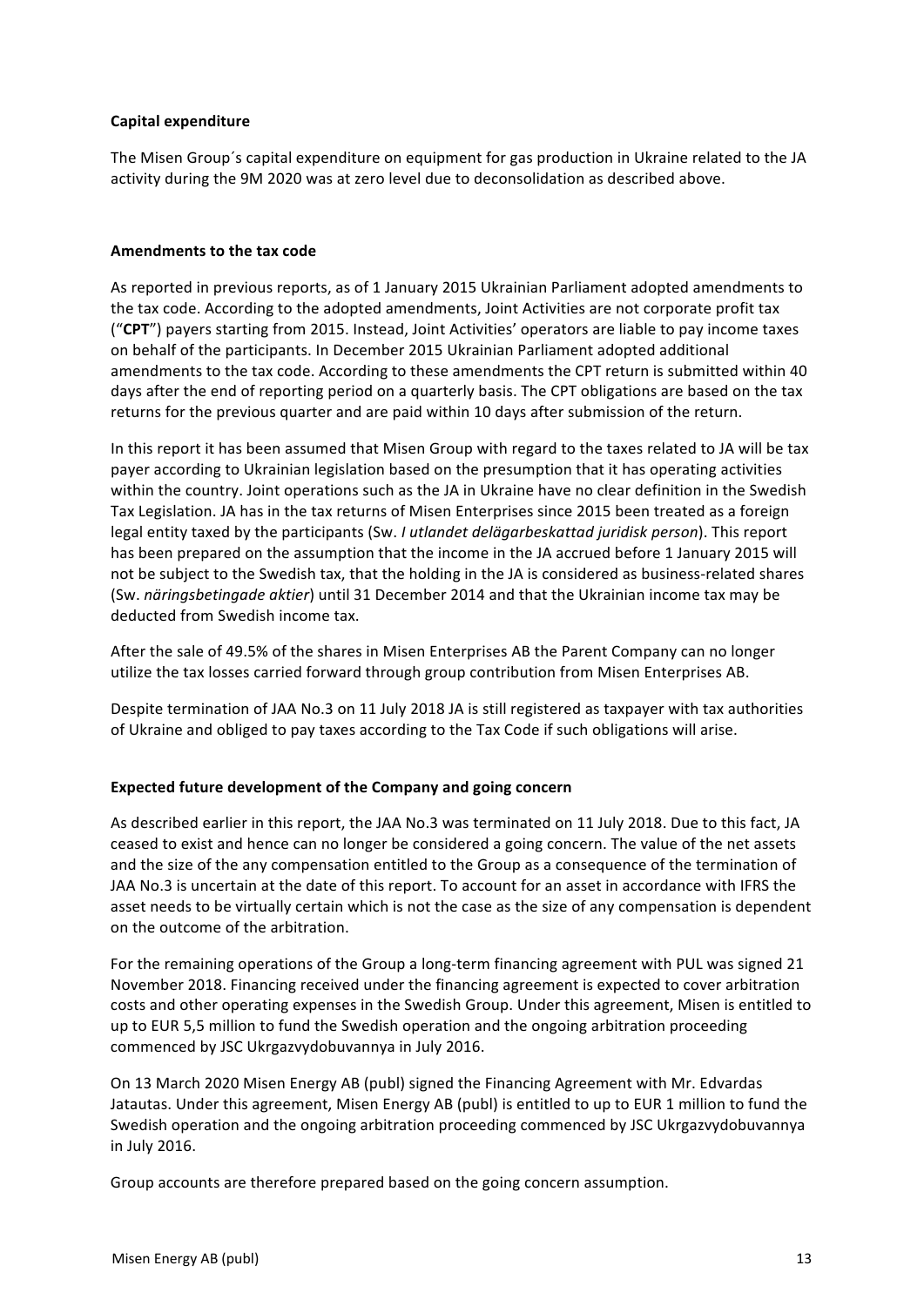**Capital expenditure**

The Misen Group´s capital expenditure on equipment for gas production in Ukraine related to the JA activity during the 9M 2020 was at zero level due to deconsolidation as described above.

**Amendments to the tax code**

As reported in previous reports, as of 1 January 2015 Ukrainian Parliament adopted amendments to the tax code. According to the adopted amendments, Joint Activities are not corporate profit tax ("**CPT**") payers starting from 2015. Instead, Joint Activities' operators are liable to pay income taxes on behalf of the participants. In December 2015 Ukrainian Parliament adopted additional amendments to the tax code. According to these amendments the CPT return is submitted within 40 days after the end of reporting period on a quarterly basis. The CPT obligations are based on the tax returns for the previous quarter and are paid within 10 days after submission of the return.

In this report it has been assumed that Misen Group with regard to the taxes related to JA will be tax payer according to Ukrainian legislation based on the presumption that it has operating activities within the country. Joint operations such as the JA in Ukraine have no clear definition in the Swedish Tax Legislation. JA has in the tax returns of Misen Enterprises since 2015 been treated as a foreign legal entity taxed by the participants (Sw. *I utlandet delägarbeskattad juridisk person*). This report has been prepared on the assumption that the income in the JA accrued before 1 January 2015 will not be subject to the Swedish tax, that the holding in the JA is considered as business-related shares (Sw. *näringsbetingade aktier*) until 31 December 2014 and that the Ukrainian income tax may be deducted from Swedish income tax.

After the sale of 49.5% of the shares in Misen Enterprises AB the Parent Company can no longer utilize the tax losses carried forward through group contribution from Misen Enterprises AB.

Despite termination of JAA No.3 on 11 July 2018 JA is still registered as taxpayer with tax authorities of Ukraine and obliged to pay taxes according to the Tax Code if such obligations will arise.

**Expected future development of the Company and going concern**

As described earlier in this report, the JAA No.3 was terminated on 11 July 2018. Due to this fact, JA ceased to exist and hence can no longer be considered a going concern. The value of the net assets and the size of the any compensation entitled to the Group as a consequence of the termination of JAA No.3 is uncertain at the date of this report. To account for an asset in accordance with IFRS the asset needs to be virtually certain which is not the case as the size of any compensation is dependent on the outcome of the arbitration.

For the remaining operations of the Group a long-term financing agreement with PUL was signed 21 November 2018. Financing received under the financing agreement is expected to cover arbitration costs and other operating expenses in the Swedish Group. Under this agreement, Misen is entitled to up to EUR 5,5 million to fund the Swedish operation and the ongoing arbitration proceeding commenced by JSC Ukrgazvydobuvannya in July 2016.

On 13 March 2020 Misen Energy AB (publ) signed the Financing Agreement with Mr. Edvardas Jatautas. Under this agreement, Misen Energy AB (publ) is entitled to up to EUR 1 million to fund the Swedish operation and the ongoing arbitration proceeding commenced by JSC Ukrgazvydobuvannya in July 2016.

Group accounts are therefore prepared based on the going concern assumption.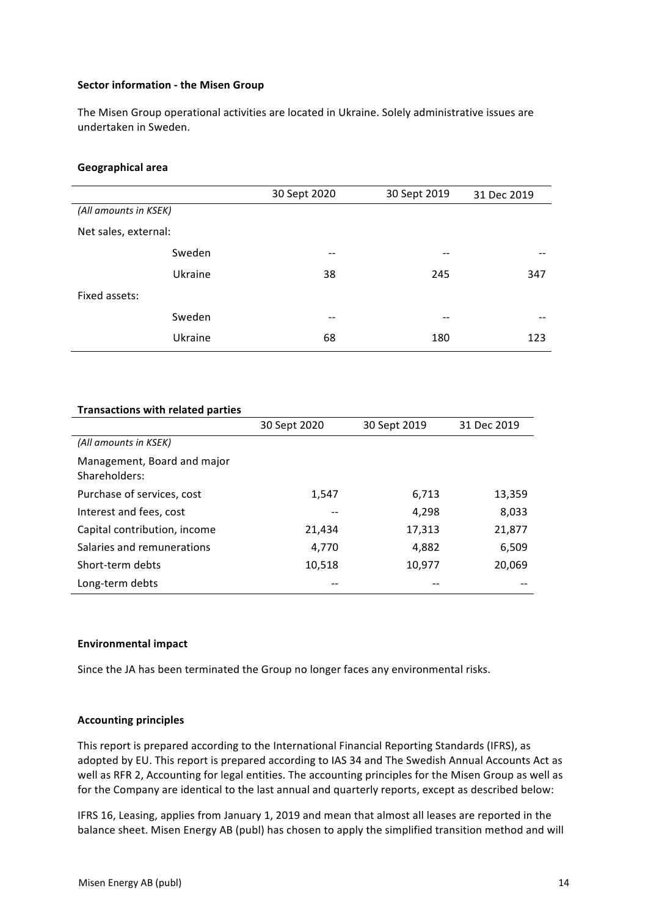**Sector information - the Misen Group**

The Misen Group operational activities are located in Ukraine. Solely administrative issues are undertaken in Sweden.

**Geographical area**

| | | 30 Sept 2020 | 30 Sept 2019 | 31 Dec 2019 |
|---|---|---|---|---|
| *(All amounts in KSEK)* | | | | |
| Net sales, external: | | | | |
| | Sweden | -- | -- | -- |
| | Ukraine | 38 | 245 | 347 |
| Fixed assets: | | | | |
| | Sweden | -- | -- | -- |
| | Ukraine | 68 | 180 | 123 |

**Transactions with related parties**

| | 30 Sept 2020 | 30 Sept 2019 | 31 Dec 2019 |
|---|---|---|---|
| *(All amounts in KSEK)* | | | |
| Management, Board and major Shareholders: | | | |
| Purchase of services, cost | 1,547 | 6,713 | 13,359 |
| Interest and fees, cost | -- | 4,298 | 8,033 |
| Capital contribution, income | 21,434 | 17,313 | 21,877 |
| Salaries and remunerations | 4,770 | 4,882 | 6,509 |
| Short-term debts | 10,518 | 10,977 | 20,069 |
| Long-term debts | -- | -- | -- |

**Environmental impact**

Since the JA has been terminated the Group no longer faces any environmental risks.

**Accounting principles**

This report is prepared according to the International Financial Reporting Standards (IFRS), as adopted by EU. This report is prepared according to IAS 34 and The Swedish Annual Accounts Act as well as RFR 2, Accounting for legal entities. The accounting principles for the Misen Group as well as for the Company are identical to the last annual and quarterly reports, except as described below:

IFRS 16, Leasing, applies from January 1, 2019 and mean that almost all leases are reported in the balance sheet. Misen Energy AB (publ) has chosen to apply the simplified transition method and will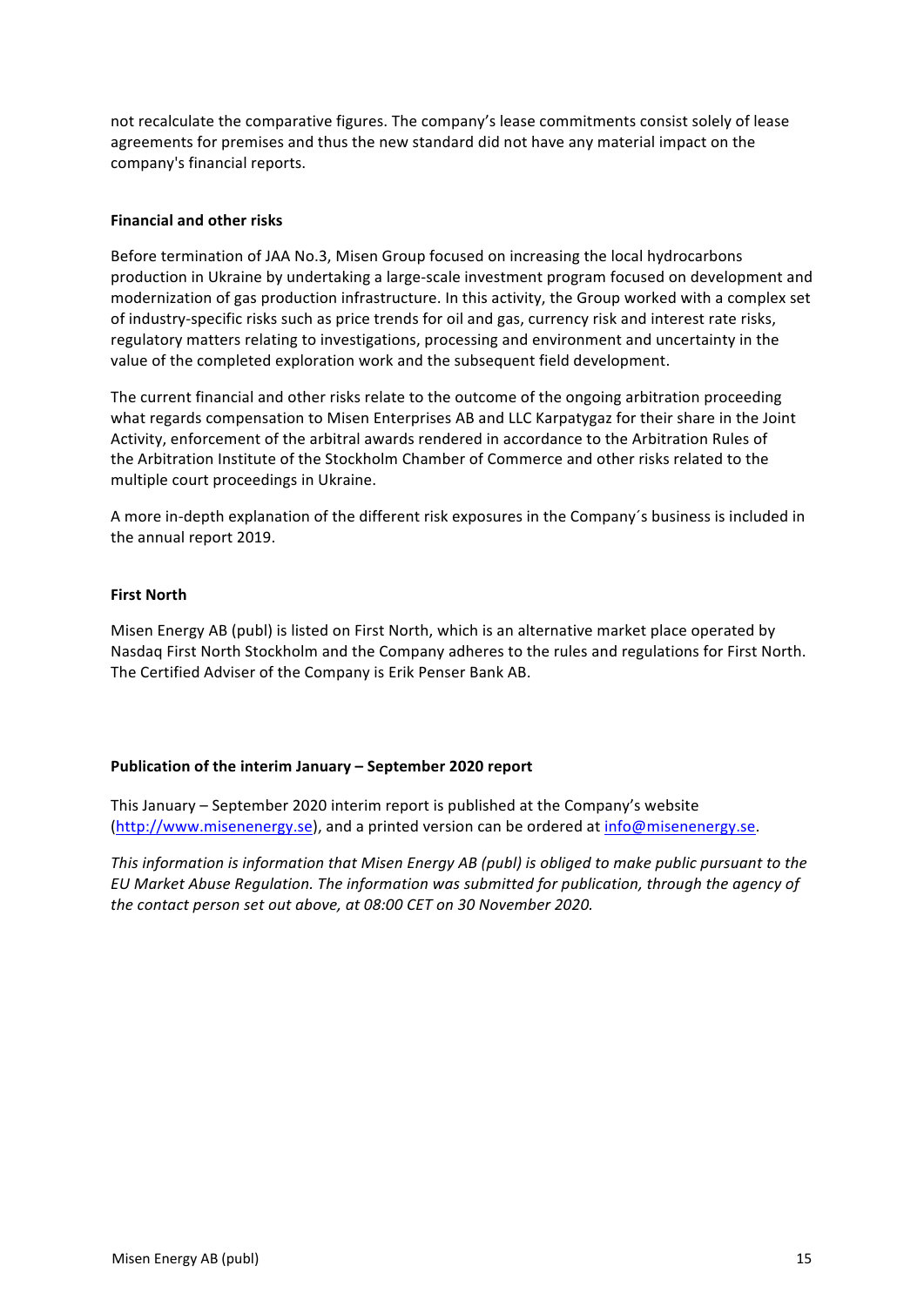not recalculate the comparative figures. The company's lease commitments consist solely of lease agreements for premises and thus the new standard did not have any material impact on the company's financial reports.

**Financial and other risks**

Before termination of JAA No.3, Misen Group focused on increasing the local hydrocarbons production in Ukraine by undertaking a large-scale investment program focused on development and modernization of gas production infrastructure. In this activity, the Group worked with a complex set of industry-specific risks such as price trends for oil and gas, currency risk and interest rate risks, regulatory matters relating to investigations, processing and environment and uncertainty in the value of the completed exploration work and the subsequent field development.

The current financial and other risks relate to the outcome of the ongoing arbitration proceeding what regards compensation to Misen Enterprises AB and LLC Karpatygaz for their share in the Joint Activity, enforcement of the arbitral awards rendered in accordance to the Arbitration Rules of the Arbitration Institute of the Stockholm Chamber of Commerce and other risks related to the multiple court proceedings in Ukraine.

A more in-depth explanation of the different risk exposures in the Company´s business is included in the annual report 2019.

**First North**

Misen Energy AB (publ) is listed on First North, which is an alternative market place operated by Nasdaq First North Stockholm and the Company adheres to the rules and regulations for First North. The Certified Adviser of the Company is Erik Penser Bank AB.

**Publication of the interim January – September 2020 report**

This January – September 2020 interim report is published at the Company's website (http://www.misenenergy.se), and a printed version can be ordered at info@misenenergy.se.

*This information is information that Misen Energy AB (publ) is obliged to make public pursuant to the EU Market Abuse Regulation. The information was submitted for publication, through the agency of the contact person set out above, at 08:00 CET on 30 November 2020.*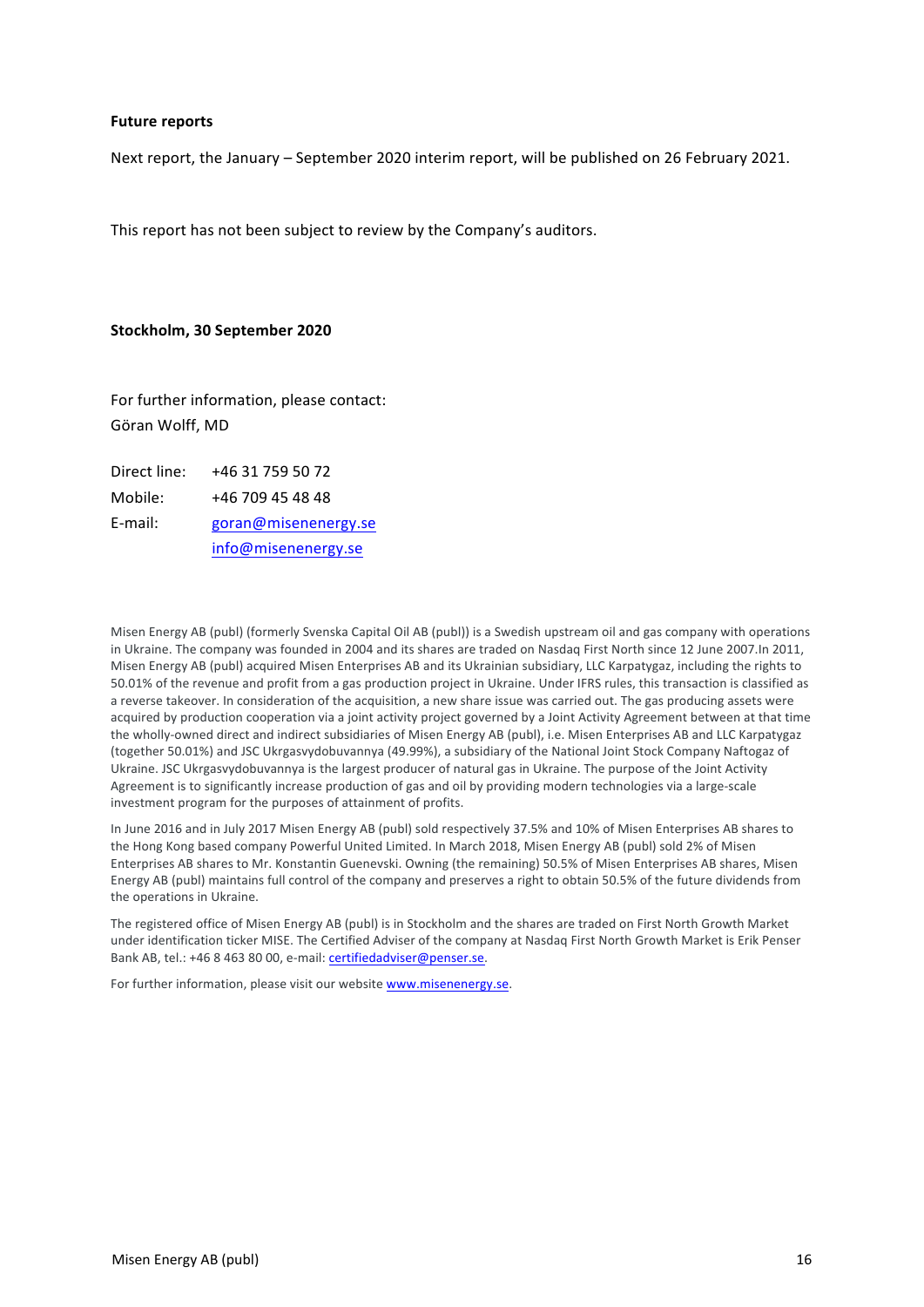**Future reports**

Next report, the January – September 2020 interim report, will be published on 26 February 2021.

This report has not been subject to review by the Company's auditors.

**Stockholm, 30 September 2020**

For further information, please contact:
Göran Wolff, MD

Direct line: +46 31 759 50 72
Mobile: +46 709 45 48 48
E-mail: goran@misenenergy.se
info@misenenergy.se

Misen Energy AB (publ) (formerly Svenska Capital Oil AB (publ)) is a Swedish upstream oil and gas company with operations in Ukraine. The company was founded in 2004 and its shares are traded on Nasdaq First North since 12 June 2007.In 2011, Misen Energy AB (publ) acquired Misen Enterprises AB and its Ukrainian subsidiary, LLC Karpatygaz, including the rights to 50.01% of the revenue and profit from a gas production project in Ukraine. Under IFRS rules, this transaction is classified as a reverse takeover. In consideration of the acquisition, a new share issue was carried out. The gas producing assets were acquired by production cooperation via a joint activity project governed by a Joint Activity Agreement between at that time the wholly-owned direct and indirect subsidiaries of Misen Energy AB (publ), i.e. Misen Enterprises AB and LLC Karpatygaz (together 50.01%) and JSC Ukrgasvydobuvannya (49.99%), a subsidiary of the National Joint Stock Company Naftogaz of Ukraine. JSC Ukrgasvydobuvannya is the largest producer of natural gas in Ukraine. The purpose of the Joint Activity Agreement is to significantly increase production of gas and oil by providing modern technologies via a large-scale investment program for the purposes of attainment of profits.

In June 2016 and in July 2017 Misen Energy AB (publ) sold respectively 37.5% and 10% of Misen Enterprises AB shares to the Hong Kong based company Powerful United Limited. In March 2018, Misen Energy AB (publ) sold 2% of Misen Enterprises AB shares to Mr. Konstantin Guenevski. Owning (the remaining) 50.5% of Misen Enterprises AB shares, Misen Energy AB (publ) maintains full control of the company and preserves a right to obtain 50.5% of the future dividends from the operations in Ukraine.

The registered office of Misen Energy AB (publ) is in Stockholm and the shares are traded on First North Growth Market under identification ticker MISE. The Certified Adviser of the company at Nasdaq First North Growth Market is Erik Penser Bank AB, tel.: +46 8 463 80 00, e-mail: certifiedadviser@penser.se.

For further information, please visit our website www.misenenergy.se.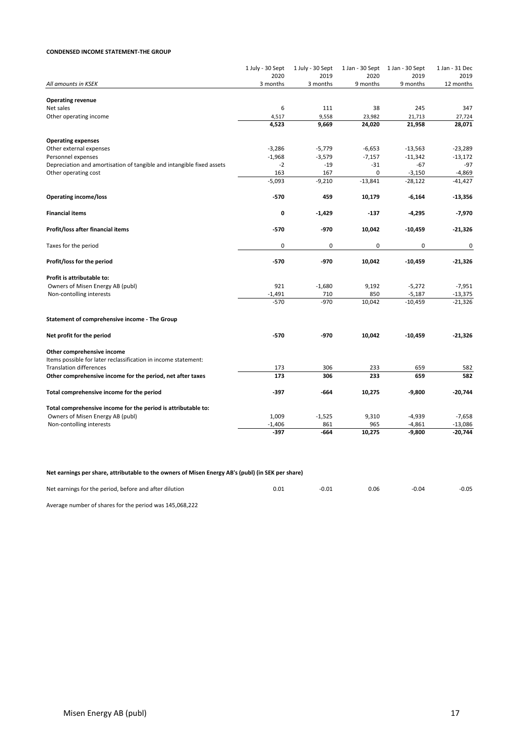**CONDENSED INCOME STATEMENT-THE GROUP**

| All amounts in KSEK | 1 July - 30 Sept 2020 3 months | 1 July - 30 Sept 2019 3 months | 1 Jan - 30 Sept 2020 9 months | 1 Jan - 30 Sept 2019 9 months | 1 Jan - 31 Dec 2019 12 months |
|---|---|---|---|---|---|
| **Operating revenue** | | | | | |
| Net sales | 6 | 111 | 38 | 245 | 347 |
| Other operating income | 4,517 | 9,558 | 23,982 | 21,713 | 27,724 |
| | **4,523** | **9,669** | **24,020** | **21,958** | **28,071** |
| **Operating expenses** | | | | | |
| Other external expenses | -3,286 | -5,779 | -6,653 | -13,563 | -23,289 |
| Personnel expenses | -1,968 | -3,579 | -7,157 | -11,342 | -13,172 |
| Depreciation and amortisation of tangible and intangible fixed assets | -2 | -19 | -31 | -67 | -97 |
| Other operating cost | 163 | 167 | 0 | -3,150 | -4,869 |
| | -5,093 | -9,210 | -13,841 | -28,122 | -41,427 |
| **Operating income/loss** | **-570** | **459** | **10,179** | **-6,164** | **-13,356** |
| **Financial items** | **0** | **-1,429** | **-137** | **-4,295** | **-7,970** |
| **Profit/loss after financial items** | **-570** | **-970** | **10,042** | **-10,459** | **-21,326** |
| Taxes for the period | 0 | 0 | 0 | 0 | 0 |
| **Profit/loss for the period** | **-570** | **-970** | **10,042** | **-10,459** | **-21,326** |
| **Profit is attributable to:** | | | | | |
| Owners of Misen Energy AB (publ) | 921 | -1,680 | 9,192 | -5,272 | -7,951 |
| Non-contolling interests | -1,491 | 710 | 850 | -5,187 | -13,375 |
| | -570 | -970 | 10,042 | -10,459 | -21,326 |
| **Statement of comprehensive income - The Group** | | | | | |
| **Net profit for the period** | **-570** | **-970** | **10,042** | **-10,459** | **-21,326** |
| **Other comprehensive income** | | | | | |
| Items possible for later reclassification in income statement: | | | | | |
| Translation differences | 173 | 306 | 233 | 659 | 582 |
| **Other comprehensive income for the period, net after taxes** | **173** | **306** | **233** | **659** | **582** |
| **Total comprehensive income for the period** | **-397** | **-664** | **10,275** | **-9,800** | **-20,744** |
| **Total comprehensive income for the period is attributable to:** | | | | | |
| Owners of Misen Energy AB (publ) | 1,009 | -1,525 | 9,310 | -4,939 | -7,658 |
| Non-contolling interests | -1,406 | 861 | 965 | -4,861 | -13,086 |
| | **-397** | **-664** | **10,275** | **-9,800** | **-20,744** |

**Net earnings per share, attributable to the owners of Misen Energy AB's (publ) (in SEK per share)**

| | | | | | |
|---|---|---|---|---|---|
| Net earnings for the period, before and after dilution | 0.01 | -0.01 | 0.06 | -0.04 | -0.05 |

Average number of shares for the period was 145,068,222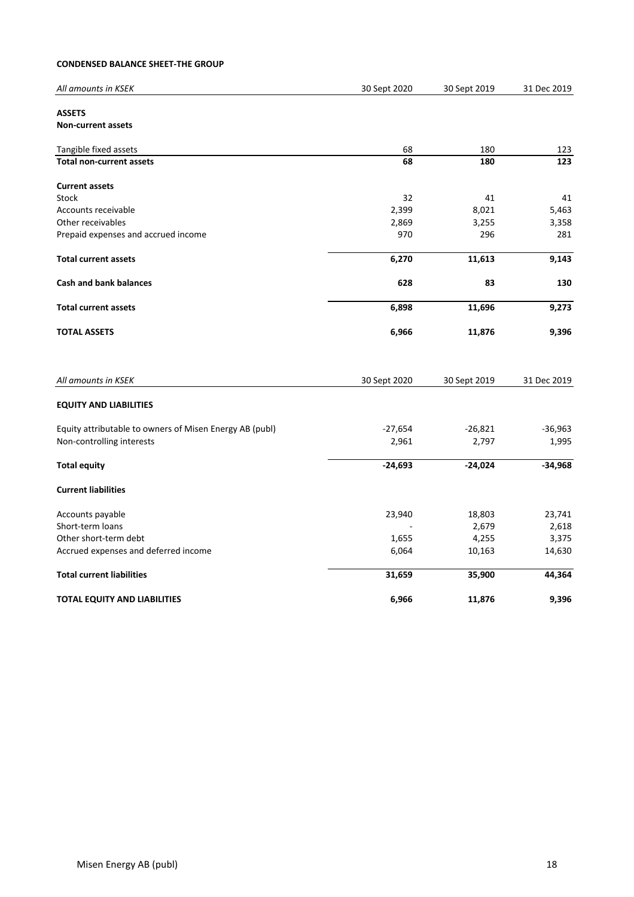**CONDENSED BALANCE SHEET-THE GROUP**

| *All amounts in KSEK* | 30 Sept 2020 | 30 Sept 2019 | 31 Dec 2019 |
|---|---|---|---|
| **ASSETS** | | | |
| **Non-current assets** | | | |
| Tangible fixed assets | 68 | 180 | 123 |
| **Total non-current assets** | **68** | **180** | **123** |
| **Current assets** | | | |
| Stock | 32 | 41 | 41 |
| Accounts receivable | 2,399 | 8,021 | 5,463 |
| Other receivables | 2,869 | 3,255 | 3,358 |
| Prepaid expenses and accrued income | 970 | 296 | 281 |
| **Total current assets** | **6,270** | **11,613** | **9,143** |
| **Cash and bank balances** | **628** | **83** | **130** |
| **Total current assets** | **6,898** | **11,696** | **9,273** |
| **TOTAL ASSETS** | **6,966** | **11,876** | **9,396** |

| *All amounts in KSEK* | 30 Sept 2020 | 30 Sept 2019 | 31 Dec 2019 |
|---|---|---|---|
| **EQUITY AND LIABILITIES** | | | |
| Equity attributable to owners of Misen Energy AB (publ) | -27,654 | -26,821 | -36,963 |
| Non-controlling interests | 2,961 | 2,797 | 1,995 |
| **Total equity** | **-24,693** | **-24,024** | **-34,968** |
| **Current liabilities** | | | |
| Accounts payable | 23,940 | 18,803 | 23,741 |
| Short-term loans | - | 2,679 | 2,618 |
| Other short-term debt | 1,655 | 4,255 | 3,375 |
| Accrued expenses and deferred income | 6,064 | 10,163 | 14,630 |
| **Total current liabilities** | **31,659** | **35,900** | **44,364** |
| **TOTAL EQUITY AND LIABILITIES** | **6,966** | **11,876** | **9,396** |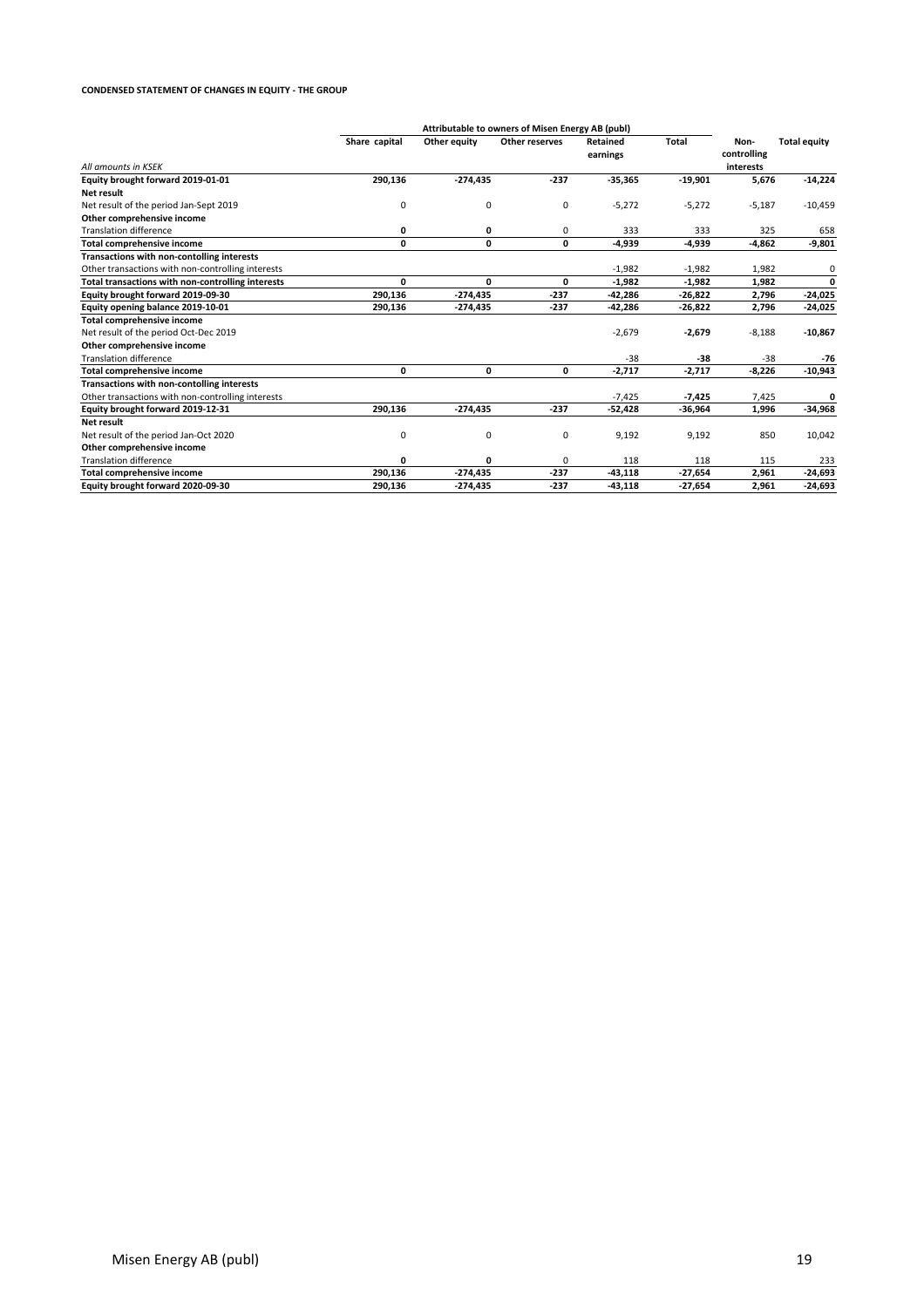**CONDENSED STATEMENT OF CHANGES IN EQUITY - THE GROUP**

| | Attributable to owners of Misen Energy AB (publ) | | | | | | |
|---|---|---|---|---|---|---|---|
| *All amounts in KSEK* | Share capital | Other equity | Other reserves | Retained earnings | Total | Non-controlling interests | Total equity |
| **Equity brought forward 2019-01-01** | **290,136** | **-274,435** | **-237** | **-35,365** | **-19,901** | **5,676** | **-14,224** |
| **Net result** | | | | | | | |
| Net result of the period Jan-Sept 2019 | 0 | 0 | 0 | -5,272 | -5,272 | -5,187 | -10,459 |
| **Other comprehensive income** | | | | | | | |
| Translation difference | **0** | **0** | 0 | 333 | 333 | 325 | 658 |
| **Total comprehensive income** | **0** | **0** | **0** | **-4,939** | **-4,939** | **-4,862** | **-9,801** |
| **Transactions with non-contolling interests** | | | | | | | |
| Other transactions with non-controlling interests | | | | -1,982 | -1,982 | 1,982 | 0 |
| **Total transactions with non-controlling interests** | **0** | **0** | **0** | **-1,982** | **-1,982** | **1,982** | **0** |
| **Equity brought forward 2019-09-30** | **290,136** | **-274,435** | **-237** | **-42,286** | **-26,822** | **2,796** | **-24,025** |
| **Equity opening balance 2019-10-01** | **290,136** | **-274,435** | **-237** | **-42,286** | **-26,822** | **2,796** | **-24,025** |
| **Total comprehensive income** | | | | | | | |
| Net result of the period Oct-Dec 2019 | | | | -2,679 | **-2,679** | -8,188 | **-10,867** |
| **Other comprehensive income** | | | | | | | |
| Translation difference | | | | -38 | **-38** | -38 | **-76** |
| **Total comprehensive income** | **0** | **0** | **0** | **-2,717** | **-2,717** | **-8,226** | **-10,943** |
| **Transactions with non-contolling interests** | | | | | | | |
| Other transactions with non-controlling interests | | | | -7,425 | **-7,425** | 7,425 | **0** |
| **Equity brought forward 2019-12-31** | **290,136** | **-274,435** | **-237** | **-52,428** | **-36,964** | **1,996** | **-34,968** |
| **Net result** | | | | | | | |
| Net result of the period Jan-Oct 2020 | 0 | 0 | 0 | 9,192 | 9,192 | 850 | 10,042 |
| **Other comprehensive income** | | | | | | | |
| Translation difference | **0** | **0** | 0 | 118 | 118 | 115 | 233 |
| **Total comprehensive income** | **290,136** | **-274,435** | **-237** | **-43,118** | **-27,654** | **2,961** | **-24,693** |
| **Equity brought forward 2020-09-30** | **290,136** | **-274,435** | **-237** | **-43,118** | **-27,654** | **2,961** | **-24,693** |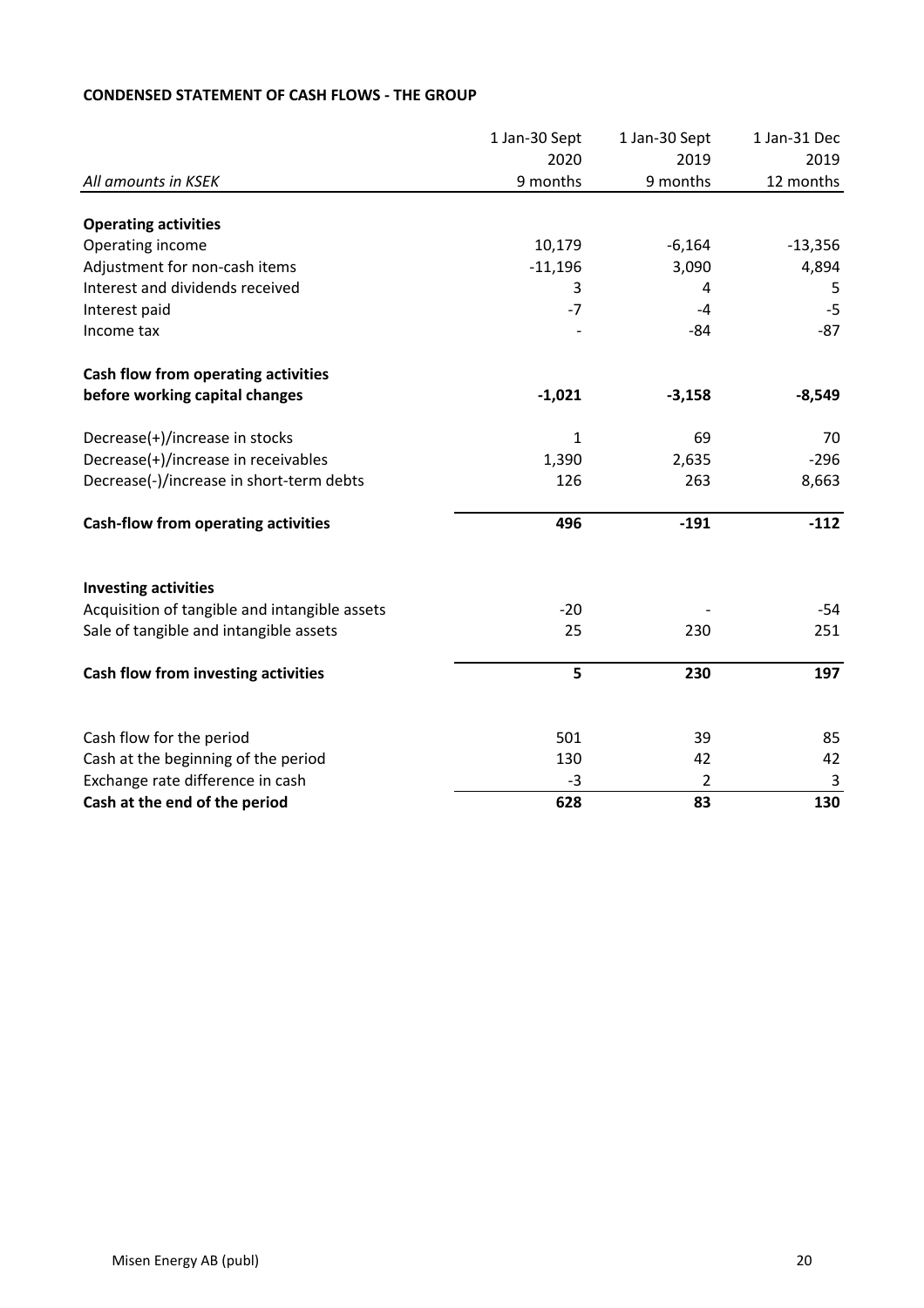**CONDENSED STATEMENT OF CASH FLOWS - THE GROUP**

| All amounts in KSEK | 1 Jan-30 Sept 2020 9 months | 1 Jan-30 Sept 2019 9 months | 1 Jan-31 Dec 2019 12 months |
|---|---|---|---|
| **Operating activities** | | | |
| Operating income | 10,179 | -6,164 | -13,356 |
| Adjustment for non-cash items | -11,196 | 3,090 | 4,894 |
| Interest and dividends received | 3 | 4 | 5 |
| Interest paid | -7 | -4 | -5 |
| Income tax | - | -84 | -87 |
| **Cash flow from operating activities before working capital changes** | **-1,021** | **-3,158** | **-8,549** |
| Decrease(+)/increase in stocks | 1 | 69 | 70 |
| Decrease(+)/increase in receivables | 1,390 | 2,635 | -296 |
| Decrease(-)/increase in short-term debts | 126 | 263 | 8,663 |
| **Cash-flow from operating activities** | **496** | **-191** | **-112** |
| **Investing activities** | | | |
| Acquisition of tangible and intangible assets | -20 | - | -54 |
| Sale of tangible and intangible assets | 25 | 230 | 251 |
| **Cash flow from investing activities** | **5** | **230** | **197** |
| Cash flow for the period | 501 | 39 | 85 |
| Cash at the beginning of the period | 130 | 42 | 42 |
| Exchange rate difference in cash | -3 | 2 | 3 |
| **Cash at the end of the period** | **628** | **83** | **130** |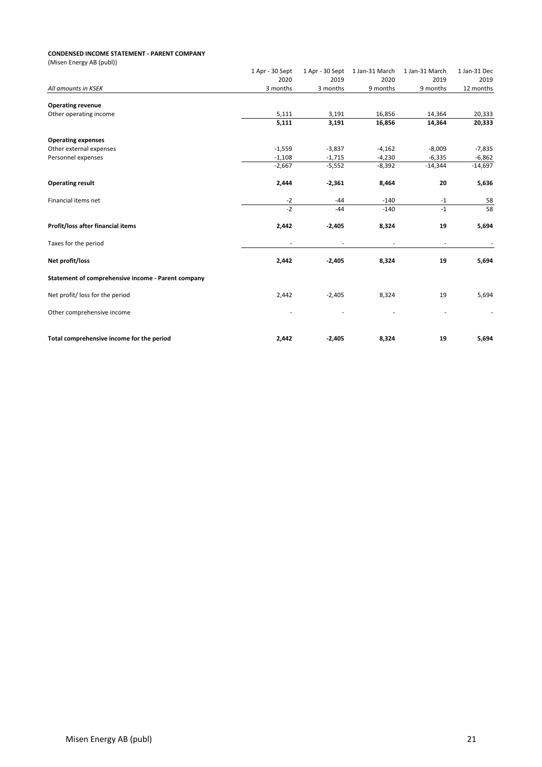**CONDENSED INCOME STATEMENT - PARENT COMPANY**

(Misen Energy AB (publ))

| *All amounts in KSEK* | 1 Apr - 30 Sept 2020 3 months | 1 Apr - 30 Sept 2019 3 months | 1 Jan-31 March 2020 9 months | 1 Jan-31 March 2019 9 months | 1 Jan-31 Dec 2019 12 months |
|---|---|---|---|---|---|
| **Operating revenue** | | | | | |
| Other operating income | 5,111 | 3,191 | 16,856 | 14,364 | 20,333 |
| | **5,111** | **3,191** | **16,856** | **14,364** | **20,333** |
| **Operating expenses** | | | | | |
| Other external expenses | -1,559 | -3,837 | -4,162 | -8,009 | -7,835 |
| Personnel expenses | -1,108 | -1,715 | -4,230 | -6,335 | -6,862 |
| | -2,667 | -5,552 | -8,392 | -14,344 | -14,697 |
| **Operating result** | **2,444** | **-2,361** | **8,464** | **20** | **5,636** |
| Financial items net | -2 | -44 | -140 | -1 | 58 |
| | -2 | -44 | -140 | -1 | 58 |
| **Profit/loss after financial items** | **2,442** | **-2,405** | **8,324** | **19** | **5,694** |
| Taxes for the period | - | - | - | - | - |
| **Net profit/loss** | **2,442** | **-2,405** | **8,324** | **19** | **5,694** |
| **Statement of comprehensive income - Parent company** | | | | | |
| Net profit/ loss for the period | 2,442 | -2,405 | 8,324 | 19 | 5,694 |
| Other comprehensive income | - | - | - | - | - |
| **Total comprehensive income for the period** | **2,442** | **-2,405** | **8,324** | **19** | **5,694** |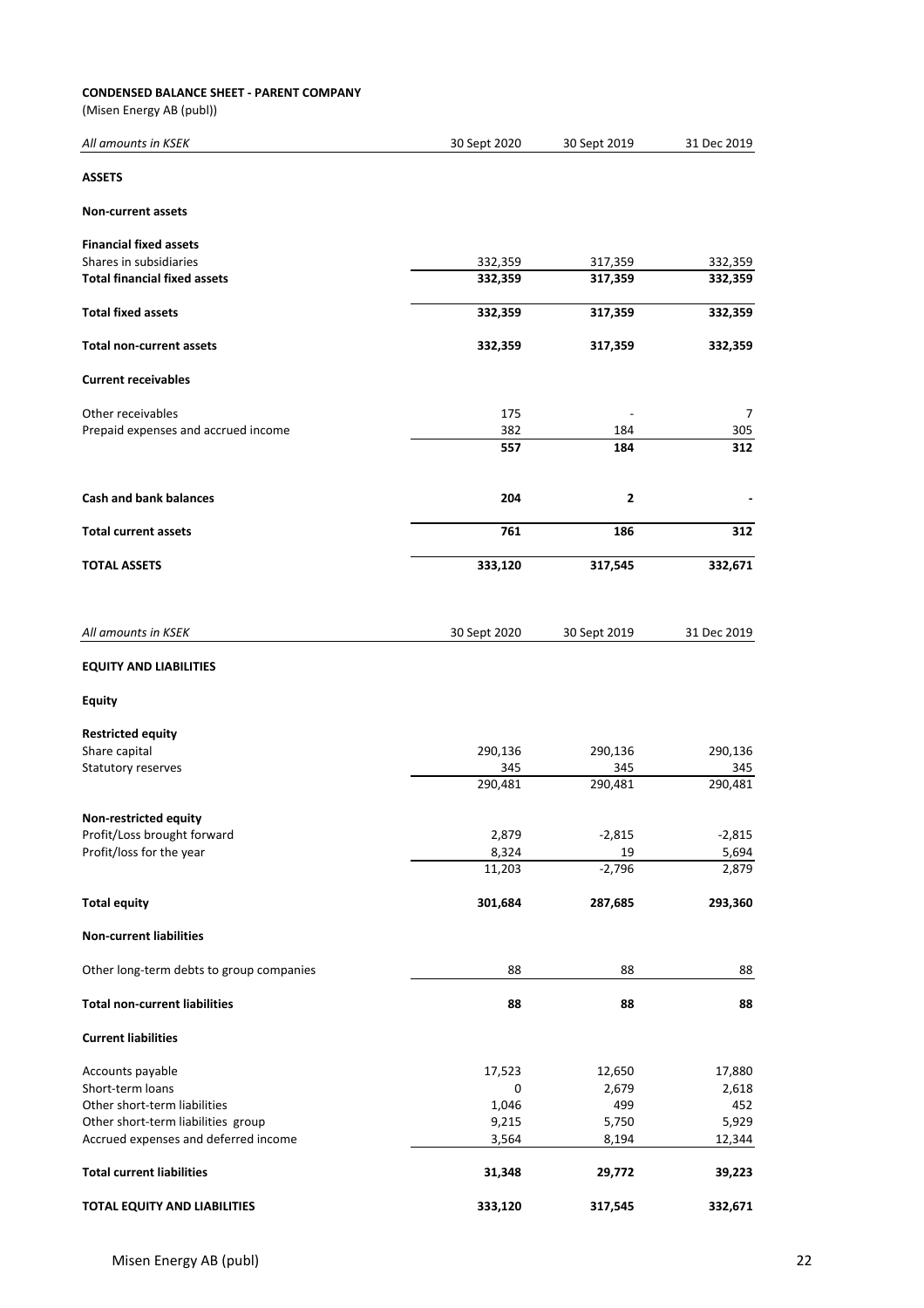**CONDENSED BALANCE SHEET - PARENT COMPANY**
(Misen Energy AB (publ))

| *All amounts in KSEK* | 30 Sept 2020 | 30 Sept 2019 | 31 Dec 2019 |
|---|---|---|---|
| **ASSETS** | | | |
| **Non-current assets** | | | |
| **Financial fixed assets** | | | |
| Shares in subsidiaries | 332,359 | 317,359 | 332,359 |
| **Total financial fixed assets** | **332,359** | **317,359** | **332,359** |
| **Total fixed assets** | **332,359** | **317,359** | **332,359** |
| **Total non-current assets** | **332,359** | **317,359** | **332,359** |
| **Current receivables** | | | |
| Other receivables | 175 | - | 7 |
| Prepaid expenses and accrued income | 382 | 184 | 305 |
| | **557** | **184** | **312** |
| **Cash and bank balances** | **204** | **2** | **-** |
| **Total current assets** | **761** | **186** | **312** |
| **TOTAL ASSETS** | **333,120** | **317,545** | **332,671** |

| *All amounts in KSEK* | 30 Sept 2020 | 30 Sept 2019 | 31 Dec 2019 |
|---|---|---|---|
| **EQUITY AND LIABILITIES** | | | |
| **Equity** | | | |
| **Restricted equity** | | | |
| Share capital | 290,136 | 290,136 | 290,136 |
| Statutory reserves | 345 | 345 | 345 |
| | 290,481 | 290,481 | 290,481 |
| **Non-restricted equity** | | | |
| Profit/Loss brought forward | 2,879 | -2,815 | -2,815 |
| Profit/loss for the year | 8,324 | 19 | 5,694 |
| | 11,203 | -2,796 | 2,879 |
| **Total equity** | **301,684** | **287,685** | **293,360** |
| **Non-current liabilities** | | | |
| Other long-term debts to group companies | 88 | 88 | 88 |
| **Total non-current liabilities** | **88** | **88** | **88** |
| **Current liabilities** | | | |
| Accounts payable | 17,523 | 12,650 | 17,880 |
| Short-term loans | 0 | 2,679 | 2,618 |
| Other short-term liabilities | 1,046 | 499 | 452 |
| Other short-term liabilities group | 9,215 | 5,750 | 5,929 |
| Accrued expenses and deferred income | 3,564 | 8,194 | 12,344 |
| **Total current liabilities** | **31,348** | **29,772** | **39,223** |
| **TOTAL EQUITY AND LIABILITIES** | **333,120** | **317,545** | **332,671** |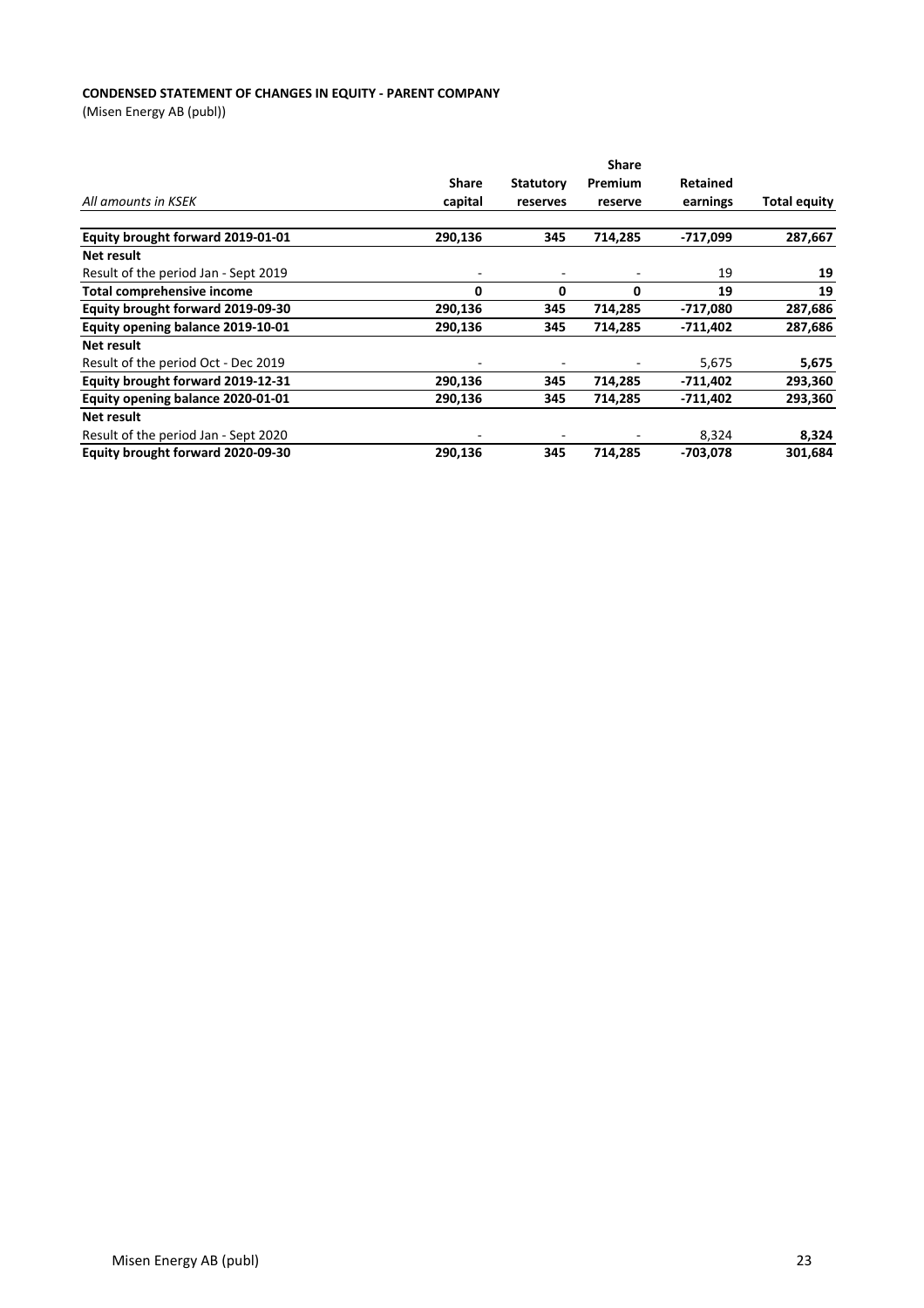**CONDENSED STATEMENT OF CHANGES IN EQUITY - PARENT COMPANY**

(Misen Energy AB (publ))

| *All amounts in KSEK* | Share capital | Statutory reserves | Share Premium reserve | Retained earnings | Total equity |
|---|---|---|---|---|---|
| **Equity brought forward 2019-01-01** | **290,136** | **345** | **714,285** | **-717,099** | **287,667** |
| **Net result** | | | | | |
| Result of the period Jan - Sept 2019 | - | - | - | 19 | **19** |
| **Total comprehensive income** | **0** | **0** | **0** | **19** | **19** |
| **Equity brought forward 2019-09-30** | **290,136** | **345** | **714,285** | **-717,080** | **287,686** |
| **Equity opening balance 2019-10-01** | **290,136** | **345** | **714,285** | **-711,402** | **287,686** |
| **Net result** | | | | | |
| Result of the period Oct - Dec 2019 | - | - | - | 5,675 | **5,675** |
| **Equity brought forward 2019-12-31** | **290,136** | **345** | **714,285** | **-711,402** | **293,360** |
| **Equity opening balance 2020-01-01** | **290,136** | **345** | **714,285** | **-711,402** | **293,360** |
| **Net result** | | | | | |
| Result of the period Jan - Sept 2020 | - | - | - | 8,324 | **8,324** |
| **Equity brought forward 2020-09-30** | **290,136** | **345** | **714,285** | **-703,078** | **301,684** |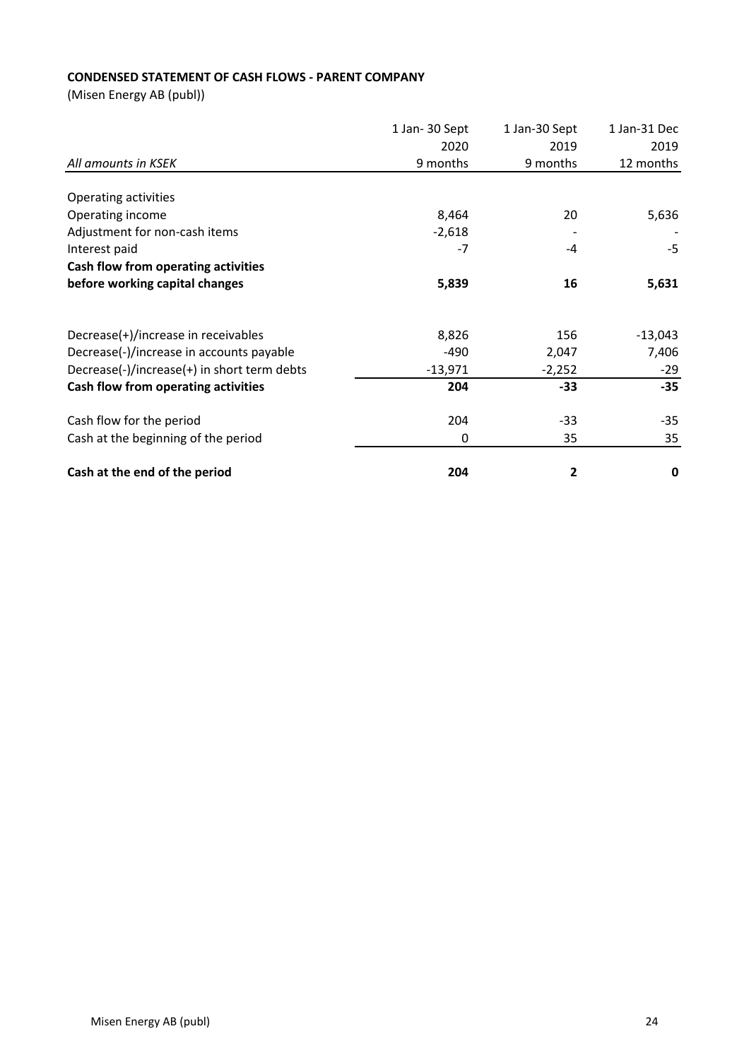**CONDENSED STATEMENT OF CASH FLOWS - PARENT COMPANY**

(Misen Energy AB (publ))

| *All amounts in KSEK* | 1 Jan- 30 Sept 2020 9 months | 1 Jan-30 Sept 2019 9 months | 1 Jan-31 Dec 2019 12 months |
|---|---|---|---|
| Operating activities | | | |
| Operating income | 8,464 | 20 | 5,636 |
| Adjustment for non-cash items | -2,618 | - | - |
| Interest paid | -7 | -4 | -5 |
| **Cash flow from operating activities before working capital changes** | **5,839** | **16** | **5,631** |
| Decrease(+)/increase in receivables | 8,826 | 156 | -13,043 |
| Decrease(-)/increase in accounts payable | -490 | 2,047 | 7,406 |
| Decrease(-)/increase(+) in short term debts | -13,971 | -2,252 | -29 |
| **Cash flow from operating activities** | **204** | **-33** | **-35** |
| Cash flow for the period | 204 | -33 | -35 |
| Cash at the beginning of the period | 0 | 35 | 35 |
| **Cash at the end of the period** | **204** | **2** | **0** |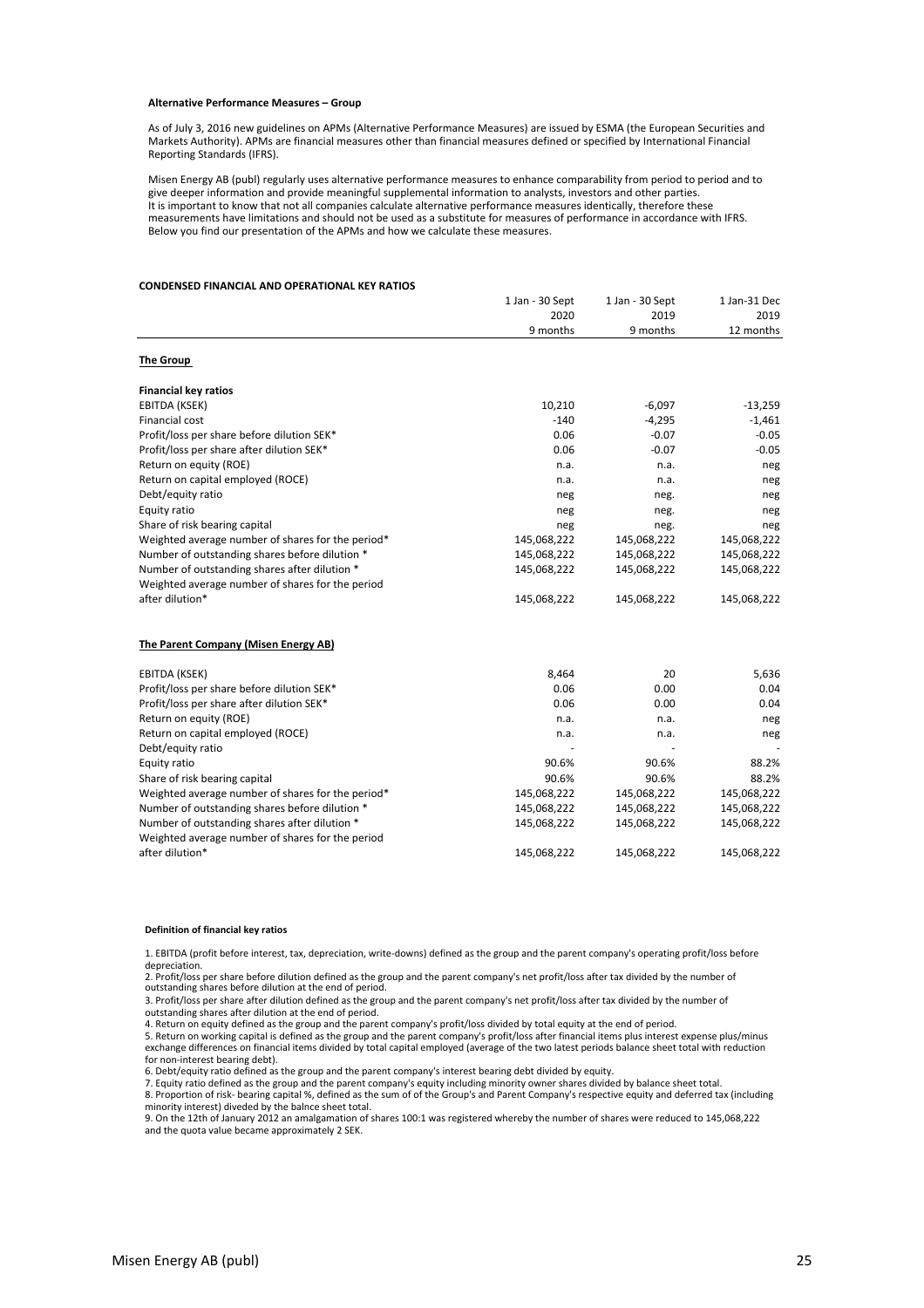#### Alternative Performance Measures – Group

As of July 3, 2016 new guidelines on APMs (Alternative Performance Measures) are issued by ESMA (the European Securities and Markets Authority). APMs are financial measures other than financial measures defined or specified by International Financial Reporting Standards (IFRS).

Misen Energy AB (publ) regularly uses alternative performance measures to enhance comparability from period to period and to give deeper information and provide meaningful supplemental information to analysts, investors and other parties. It is important to know that not all companies calculate alternative performance measures identically, therefore these measurements have limitations and should not be used as a substitute for measures of performance in accordance with IFRS. Below you find our presentation of the APMs and how we calculate these measures.

#### CONDENSED FINANCIAL AND OPERATIONAL KEY RATIOS

| | 1 Jan - 30 Sept 2020 9 months | 1 Jan - 30 Sept 2019 9 months | 1 Jan-31 Dec 2019 12 months |
|---|---|---|---|
| **The Group** | | | |
| **Financial key ratios** | | | |
| EBITDA (KSEK) | 10,210 | -6,097 | -13,259 |
| Financial cost | -140 | -4,295 | -1,461 |
| Profit/loss per share before dilution SEK* | 0.06 | -0.07 | -0.05 |
| Profit/loss per share after dilution SEK* | 0.06 | -0.07 | -0.05 |
| Return on equity (ROE) | n.a. | n.a. | neg |
| Return on capital employed (ROCE) | n.a. | n.a. | neg |
| Debt/equity ratio | neg | neg. | neg |
| Equity ratio | neg | neg. | neg |
| Share of risk bearing capital | neg | neg. | neg |
| Weighted average number of shares for the period* | 145,068,222 | 145,068,222 | 145,068,222 |
| Number of outstanding shares before dilution * | 145,068,222 | 145,068,222 | 145,068,222 |
| Number of outstanding shares after dilution * | 145,068,222 | 145,068,222 | 145,068,222 |
| Weighted average number of shares for the period after dilution* | 145,068,222 | 145,068,222 | 145,068,222 |
| **The Parent Company (Misen Energy AB)** | | | |
| EBITDA (KSEK) | 8,464 | 20 | 5,636 |
| Profit/loss per share before dilution SEK* | 0.06 | 0.00 | 0.04 |
| Profit/loss per share after dilution SEK* | 0.06 | 0.00 | 0.04 |
| Return on equity (ROE) | n.a. | n.a. | neg |
| Return on capital employed (ROCE) | n.a. | n.a. | neg |
| Debt/equity ratio | - | - | - |
| Equity ratio | 90.6% | 90.6% | 88.2% |
| Share of risk bearing capital | 90.6% | 90.6% | 88.2% |
| Weighted average number of shares for the period* | 145,068,222 | 145,068,222 | 145,068,222 |
| Number of outstanding shares before dilution * | 145,068,222 | 145,068,222 | 145,068,222 |
| Number of outstanding shares after dilution * | 145,068,222 | 145,068,222 | 145,068,222 |
| Weighted average number of shares for the period after dilution* | 145,068,222 | 145,068,222 | 145,068,222 |

#### Definition of financial key ratios

1. EBITDA (profit before interest, tax, depreciation, write-downs) defined as the group and the parent company's operating profit/loss before depreciation.
2. Profit/loss per share before dilution defined as the group and the parent company's net profit/loss after tax divided by the number of outstanding shares before dilution at the end of period.
3. Profit/loss per share after dilution defined as the group and the parent company's net profit/loss after tax divided by the number of outstanding shares after dilution at the end of period.
4. Return on equity defined as the group and the parent company's profit/loss divided by total equity at the end of period.
5. Return on working capital is defined as the group and the parent company's profit/loss after financial items plus interest expense plus/minus exchange differences on financial items divided by total capital employed (average of the two latest periods balance sheet total with reduction for non-interest bearing debt).
6. Debt/equity ratio defined as the group and the parent company's interest bearing debt divided by equity.
7. Equity ratio defined as the group and the parent company's equity including minority owner shares divided by balance sheet total.
8. Proportion of risk- bearing capital %, defined as the sum of of the Group's and Parent Company's respective equity and deferred tax (including minority interest) diveded by the balnce sheet total.
9. On the 12th of January 2012 an amalgamation of shares 100:1 was registered whereby the number of shares were reduced to 145,068,222 and the quota value became approximately 2 SEK.